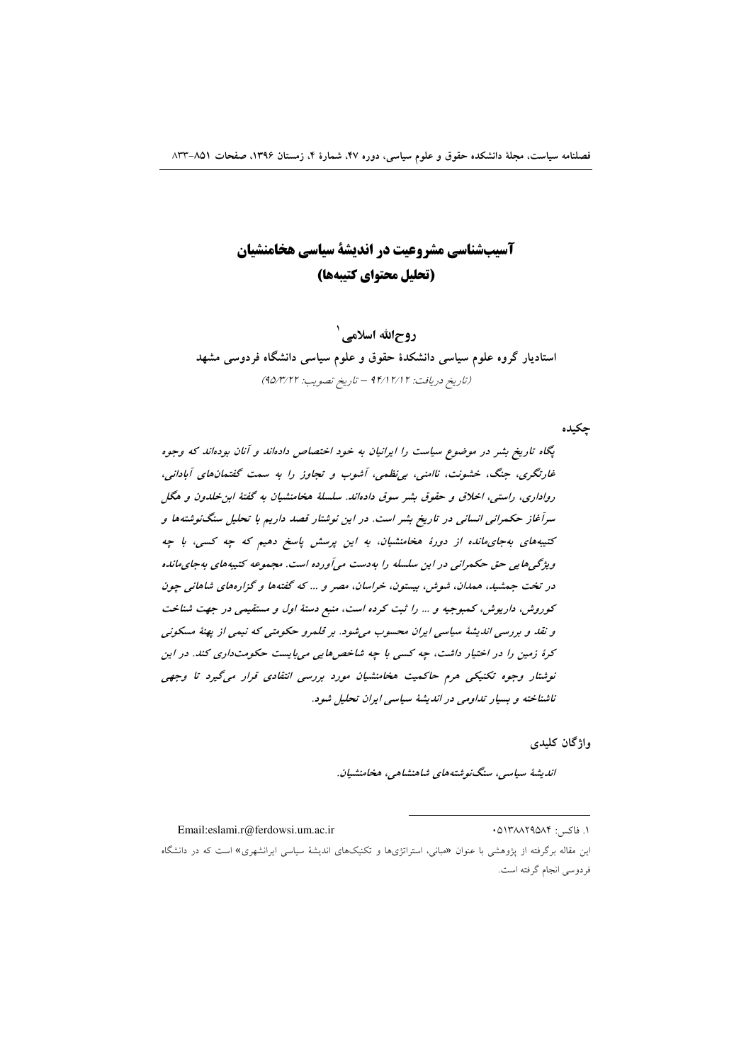# آسیب‌شناسی مشروعیت در اندیشهٔ سیاسی هخامنشیان
## (تحلیل محتوای کتیبه‌ها)

**روح‌الله اسلامی**[1]

**استادیار گروه علوم سیاسی دانشکدهٔ حقوق و علوم سیاسی دانشگاه فردوسی مشهد**

*(تاریخ دریافت: ۹۴/۱۲/۱۲ – تاریخ تصویب: ۹۵/۳/۲۲)*

### چکیده

*پگاه تاریخ بشر در موضوع سیاست را ایرانیان به خود اختصاص داده‌اند و آنان بوده‌اند که وجوه غارتگری، جنگ، خشونت، ناامنی، بی‌نظمی، آشوب و تجاوز را به سمت گفتمان‌های آبادانی، رواداری، راستی، اخلاق و حقوق بشر سوق داده‌اند. سلسلهٔ هخامنشیان به گفتهٔ ابن‌خلدون و هگل سرآغاز حکمرانی انسانی در تاریخ بشر است. در این نوشتار قصد داریم با تحلیل سنگ‌نوشته‌ها و کتیبه‌های به‌جای‌مانده از دورهٔ هخامنشیان، به این پرسش پاسخ دهیم که چه کسی، با چه ویژگی‌هایی حق حکمرانی در این سلسله را به‌دست می‌آورده است. مجموعه کتیبه‌های به‌جای‌مانده در تخت جمشید، همدان، شوش، بیستون، خراسان، مصر و ... که گفته‌ها و گزاره‌های شاهانی چون کوروش، داریوش، کمبوجیه و ... را ثبت کرده است، منبع دستهٔ اول و مستقیمی در جهت شناخت و نقد و بررسی اندیشهٔ سیاسی ایران محسوب می‌شود. بر قلمرو حکومتی که نیمی از پهنهٔ مسکونی کرهٔ زمین را در اختیار داشت، چه کسی با چه شاخص‌هایی می‌بایست حکومت‌داری کند. در این نوشتار وجوه تکنیکی هرم حاکمیت هخامنشیان مورد بررسی انتقادی قرار می‌گیرد تا وجهی ناشناخته و بسیار تداومی در اندیشهٔ سیاسی ایران تحلیل شود.*

### واژگان کلیدی

*اندیشهٔ سیاسی، سنگ‌نوشته‌های شاهنشاهی، هخامنشیان.*

---

[1] فاکس: ۰۵۱۳۸۸۲۹۵۸۴ Email:eslami.r@ferdowsi.um.ac.ir

این مقاله برگرفته از پژوهشی با عنوان «مبانی، استراتژی‌ها و تکنیک‌های اندیشهٔ سیاسی ایرانشهری» است که در دانشگاه فردوسی انجام گرفته است.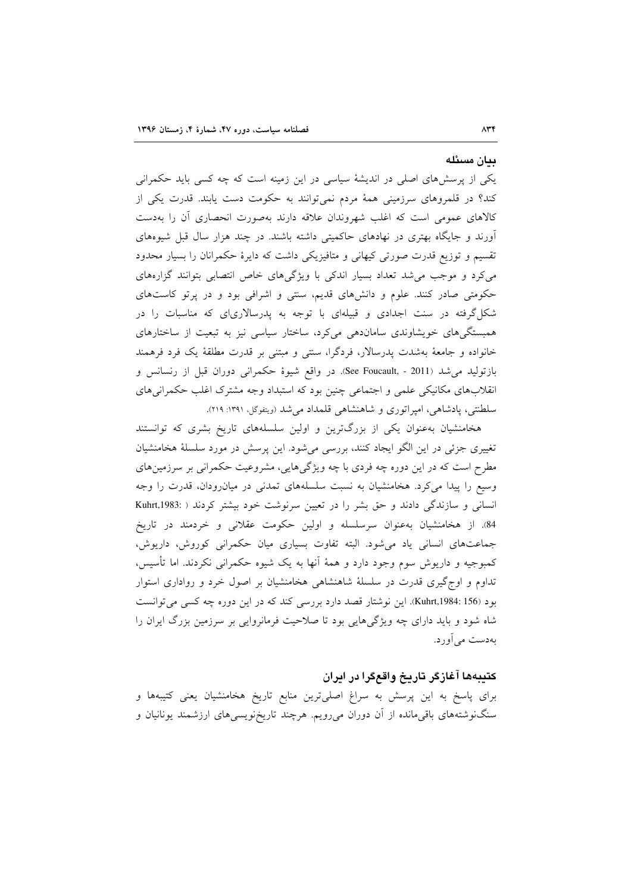## بیان مسئله

یکی از پرسش‌های اصلی در اندیشهٔ سیاسی در این زمینه است که چه کسی باید حکمرانی کند؟ در قلمروهای سرزمینی همهٔ مردم نمی‌توانند به حکومت دست یابند. قدرت یکی از کالاهای عمومی است که اغلب شهروندان علاقه دارند به‌صورت انحصاری آن را به‌دست آورند و جایگاه بهتری در نهادهای حاکمیتی داشته باشند. در چند هزار سال قبل شیوه‌های تقسیم و توزیع قدرت صورتی کیهانی و متافیزیکی داشت که دایرهٔ حکمرانان را بسیار محدود می‌کرد و موجب می‌شد تعداد بسیار اندکی با ویژگی‌های خاص انتصابی بتوانند گزاره‌های حکومتی صادر کنند. علوم و دانش‌های قدیم، سنتی و اشرافی بود و در پرتو کاست‌های شکل‌گرفته در سنت اجدادی و قبیله‌ای با توجه به پدرسالاری‌ای که مناسبات را در همبستگی‌های خویشاوندی سامان‌دهی می‌کرد، ساختار سیاسی نیز به تبعیت از ساختارهای خانواده و جامعهٔ به‌شدت پدرسالار، فردگرا، سنتی و مبتنی بر قدرت مطلقهٔ یک فرد فرهمند بازتولید می‌شد (See Foucault, - 2011). در واقع شیوهٔ حکمرانی دوران قبل از رنسانس و انقلاب‌های مکانیکی علمی و اجتماعی چنین بود که استبداد وجه مشترک اغلب حکمرانی‌های سلطنتی، پادشاهی، امپراتوری و شاهنشاهی قلمداد می‌شد (ویتفوگل، ۱۳۹۱: ۲۱۹).

هخامنشیان به‌عنوان یکی از بزرگ‌ترین و اولین سلسله‌های تاریخ بشری که توانستند تغییری جزئی در این الگو ایجاد کنند، بررسی می‌شود. این پرسش در مورد سلسلهٔ هخامنشیان مطرح است که در این دوره چه فردی با چه ویژگی‌هایی، مشروعیت حکمرانی بر سرزمین‌های وسیع را پیدا می‌کرد. هخامنشیان به نسبت سلسله‌های تمدنی در میان‌رودان، قدرت را وجه انسانی و سازندگی دادند و حق بشر را در تعیین سرنوشت خود بیشتر کردند (Kuhrt,1983: 84). از هخامنشیان به‌عنوان سرسلسله و اولین حکومت عقلانی و خردمند در تاریخ جماعت‌های انسانی یاد می‌شود. البته تفاوت بسیاری میان حکمرانی کوروش، داریوش، کمبوجیه و داریوش سوم وجود دارد و همهٔ آنها به یک شیوه حکمرانی نکردند. اما تأسیس، تداوم و اوج‌گیری قدرت در سلسلهٔ شاهنشاهی هخامنشیان بر اصول خرد و رواداری استوار بود (Kuhrt,1984: 156). این نوشتار قصد دارد بررسی کند که در این دوره چه کسی می‌توانست شاه شود و باید دارای چه ویژگی‌هایی بود تا صلاحیت فرمانروایی بر سرزمین بزرگ ایران را به‌دست می‌آورد.

## کتیبه‌ها آغازگر تاریخ واقع‌گرا در ایران

برای پاسخ به این پرسش به سراغ اصلی‌ترین منابع تاریخ هخامنشیان یعنی کتیبه‌ها و سنگ‌نوشته‌های باقی‌مانده از آن دوران می‌رویم. هرچند تاریخ‌نویسی‌های ارزشمند یونانیان و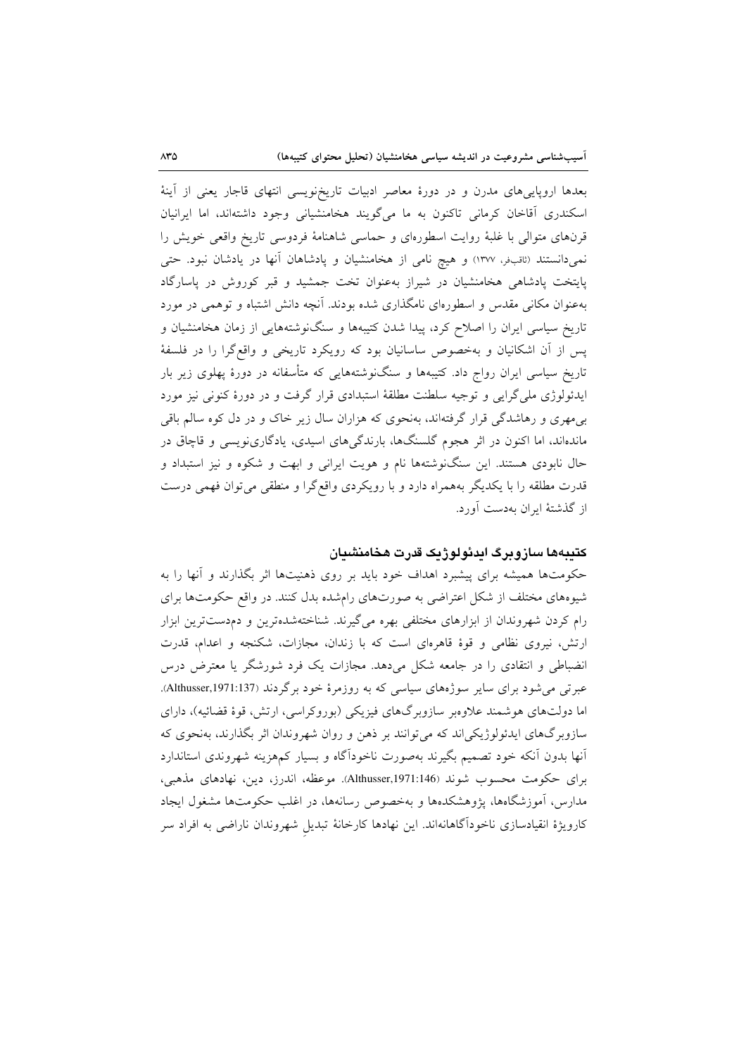بعدها اروپایی‌های مدرن و در دورهٔ معاصر ادبیات تاریخ‌نویسی انتهای قاجار یعنی از آینهٔ اسکندری آقاخان کرمانی تاکنون به ما می‌گویند هخامنشیانی وجود داشته‌اند، اما ایرانیان قرن‌های متوالی با غلبهٔ روایت اسطوره‌ای و حماسی شاهنامهٔ فردوسی تاریخ واقعی خویش را نمی‌دانستند (ثاقب‌فر، ۱۳۷۷) و هیچ نامی از هخامنشیان و پادشاهان آنها در یادشان نبود. حتی پایتخت پادشاهی هخامنشیان در شیراز به‌عنوان تخت جمشید و قبر کوروش در پاسارگاد به‌عنوان مکانی مقدس و اسطوره‌ای نامگذاری شده بودند. آنچه دانش اشتباه و توهمی در مورد تاریخ سیاسی ایران را اصلاح کرد، پیدا شدن کتیبه‌ها و سنگ‌نوشته‌هایی از زمان هخامنشیان و پس از آن اشکانیان و به‌خصوص ساسانیان بود که رویکرد تاریخی و واقع‌گرا را در فلسفهٔ تاریخ سیاسی ایران رواج داد. کتیبه‌ها و سنگ‌نوشته‌هایی که متأسفانه در دورهٔ پهلوی زیر بار ایدئولوژی ملی‌گرایی و توجیه سلطنت مطلقهٔ استبدادی قرار گرفت و در دورهٔ کنونی نیز مورد بی‌مهری و رهاشدگی قرار گرفته‌اند، به‌نحوی که هزاران سال زیر خاک و در دل کوه سالم باقی مانده‌اند، اما اکنون در اثر هجوم گلسنگ‌ها، بارندگی‌های اسیدی، یادگاری‌نویسی و قاچاق در حال نابودی هستند. این سنگ‌نوشته‌ها نام و هویت ایرانی و ابهت و شکوه و نیز استبداد و قدرت مطلقه را با یکدیگر به‌همراه دارد و با رویکردی واقع‌گرا و منطقی می‌توان فهمی درست از گذشتهٔ ایران به‌دست آورد.

## کتیبه‌ها سازوبرگ ایدئولوژیک قدرت هخامنشیان

حکومت‌ها همیشه برای پیشبرد اهداف خود باید بر روی ذهنیت‌ها اثر بگذارند و آنها را به شیوه‌های مختلف از شکل اعتراضی به صورت‌های رام‌شده بدل کنند. در واقع حکومت‌ها برای رام کردن شهروندان از ابزارهای مختلفی بهره می‌گیرند. شناخته‌شده‌ترین و دم‌دست‌ترین ابزار ارتش، نیروی نظامی و قوهٔ قاهره‌ای است که با زندان، مجازات، شکنجه و اعدام، قدرت انضباطی و انتقادی را در جامعه شکل می‌دهد. مجازات یک فرد شورشگر یا معترض درس عبرتی می‌شود برای سایر سوژه‌های سیاسی که به روزمرهٔ خود برگردند (Althusser,1971:137). اما دولت‌های هوشمند علاوه‌بر سازوبرگ‌های فیزیکی (بوروکراسی، ارتش، قوهٔ قضائیه)، دارای سازوبرگ‌های ایدئولوژیکی‌اند که می‌توانند بر ذهن و روان شهروندان اثر بگذارند، به‌نحوی که آنها بدون آنکه خود تصمیم بگیرند به‌صورت ناخودآگاه و بسیار کم‌هزینه شهروندی استاندارد برای حکومت محسوب شوند (Althusser,1971:146). موعظه، اندرز، دین، نهادهای مذهبی، مدارس، آموزشگاه‌ها، پژوهشکده‌ها و به‌خصوص رسانه‌ها، در اغلب حکومت‌ها مشغول ایجاد کارویژهٔ انقیادسازی ناخودآگاهانه‌اند. این نهادها کارخانهٔ تبدیلِ شهروندان ناراضی به افراد سر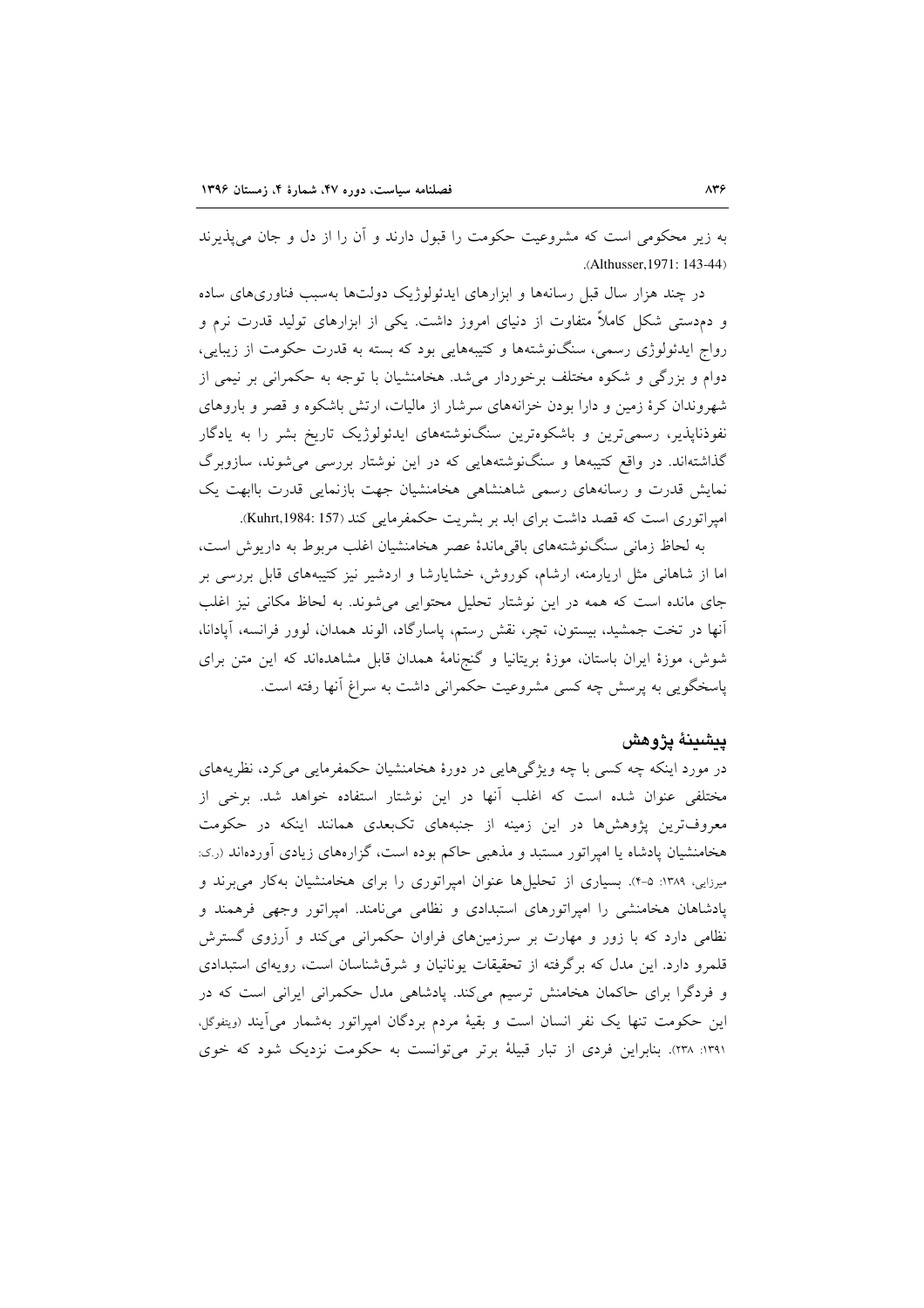به زیر محکومی است که مشروعیت حکومت را قبول دارند و آن را از دل و جان می‌پذیرند (Althusser,1971: 143-44).

در چند هزار سال قبل رسانه‌ها و ابزارهای ایدئولوژیک دولت‌ها به‌سبب فناوری‌های ساده و دم‌دستی شکل کاملاً متفاوت از دنیای امروز داشت. یکی از ابزارهای تولید قدرت نرم و رواج ایدئولوژی رسمی، سنگ‌نوشته‌ها و کتیبه‌هایی بود که بسته به قدرت حکومت از زیبایی، دوام و بزرگی و شکوه مختلف برخوردار می‌شد. هخامنشیان با توجه به حکمرانی بر نیمی از شهروندان کرهٔ زمین و دارا بودن خزانه‌های سرشار از مالیات، ارتش باشکوه و قصر و باروهای نفوذناپذیر، رسمی‌ترین و باشکوه‌ترین سنگ‌نوشته‌های ایدئولوژیک تاریخ بشر را به یادگار گذاشته‌اند. در واقع کتیبه‌ها و سنگ‌نوشته‌هایی که در این نوشتار بررسی می‌شوند، سازوبرگ نمایش قدرت و رسانه‌های رسمی شاهنشاهی هخامنشیان جهت بازنمایی قدرت باابهت یک امپراتوری است که قصد داشت برای ابد بر بشریت حکمفرمایی کند (Kuhrt,1984: 157).

به لحاظ زمانی سنگ‌نوشته‌های باقی‌ماندهٔ عصر هخامنشیان اغلب مربوط به داریوش است، اما از شاهانی مثل اریارمنه، ارشام، کوروش، خشایارشا و اردشیر نیز کتیبه‌های قابل بررسی بر جای مانده است که همه در این نوشتار تحلیل محتوایی می‌شوند. به لحاظ مکانی نیز اغلب آنها در تخت جمشید، بیستون، تچر، نقش رستم، پاسارگاد، الوند همدان، لوور فرانسه، آپادانا، شوش، موزهٔ ایران باستان، موزهٔ بریتانیا و گنج‌نامهٔ همدان قابل مشاهده‌اند که این متن برای پاسخگویی به پرسش چه کسی مشروعیت حکمرانی داشت به سراغ آنها رفته است.

## پیشینهٔ پژوهش

در مورد اینکه چه کسی با چه ویژگی‌هایی در دورهٔ هخامنشیان حکمفرمایی می‌کرد، نظریه‌های مختلفی عنوان شده است که اغلب آنها در این نوشتار استفاده خواهد شد. برخی از معروف‌ترین پژوهش‌ها در این زمینه از جنبه‌های تک‌بعدی همانند اینکه در حکومت هخامنشیان پادشاه یا امپراتور مستبد و مذهبی حاکم بوده است، گزاره‌های زیادی آورده‌اند (ر.ک: میرزایی، ۱۳۸۹: ۵-۴). بسیاری از تحلیل‌ها عنوان امپراتوری را برای هخامنشیان به‌کار می‌برند و پادشاهان هخامنشی را امپراتورهای استبدادی و نظامی می‌نامند. امپراتور وجهی فرهمند و نظامی دارد که با زور و مهارت بر سرزمین‌های فراوان حکمرانی می‌کند و آرزوی گسترش قلمرو دارد. این مدل که برگرفته از تحقیقات یونانیان و شرق‌شناسان است، رویه‌ای استبدادی و فردگرا برای حاکمان هخامنش ترسیم می‌کند. پادشاهی مدل حکمرانی ایرانی است که در این حکومت تنها یک نفر انسان است و بقیهٔ مردم بردگان امپراتور به‌شمار می‌آیند (ویتفوگل، ۱۳۹۱: ۲۳۸). بنابراین فردی از تبار قبیلهٔ برتر می‌توانست به حکومت نزدیک شود که خوی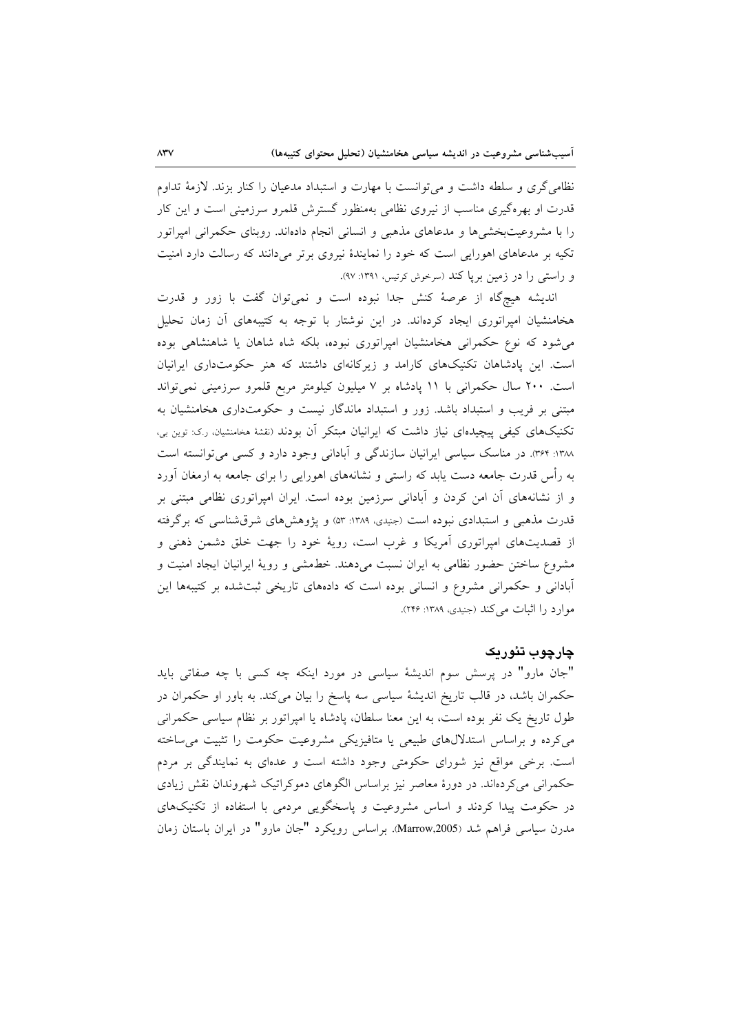نظامی‌گری و سلطه داشت و می‌توانست با مهارت و استبداد مدعیان را کنار بزند. لازمهٔ تداوم قدرت او بهره‌گیری مناسب از نیروی نظامی به‌منظور گسترش قلمرو سرزمینی است و این کار را با مشروعیت‌بخشی‌ها و مدعاهای مذهبی و انسانی انجام داده‌اند. روبنای حکمرانی امپراتور تکیه بر مدعاهای اهورایی است که خود را نمایندهٔ نیروی برتر می‌دانند که رسالت دارد امنیت و راستی را در زمین برپا کند (سرخوش کرتیس، ۱۳۹۱: ۹۷).

اندیشه هیچ‌گاه از عرصهٔ کنش جدا نبوده است و نمی‌توان گفت با زور و قدرت هخامنشیان امپراتوری ایجاد کرده‌اند. در این نوشتار با توجه به کتیبه‌های آن زمان تحلیل می‌شود که نوع حکمرانی هخامنشیان امپراتوری نبوده، بلکه شاه شاهان یا شاهنشاهی بوده است. این پادشاهان تکنیک‌های کارامد و زیرکانه‌ای داشتند که هنر حکومت‌داری ایرانیان است. ۲۰۰ سال حکمرانی با ۱۱ پادشاه بر ۷ میلیون کیلومتر مربع قلمرو سرزمینی نمی‌تواند مبتنی بر فریب و استبداد باشد. زور و استبداد ماندگار نیست و حکومت‌داری هخامنشیان به تکنیک‌های کیفی پیچیده‌ای نیاز داشت که ایرانیان مبتکر آن بودند (نقشهٔ هخامنشیان، ر.ک: تورین بی، ۱۳۸۸: ۳۶۴). در مناسک سیاسی ایرانیان سازندگی و آبادانی وجود دارد و کسی می‌توانسته است به رأس قدرت جامعه دست یابد که راستی و نشانه‌های اهورایی را برای جامعه به ارمغان آورد و از نشانه‌های آن امن کردن و آبادانی سرزمین بوده است. ایران امپراتوری نظامی مبتنی بر قدرت مذهبی و استبدادی نبوده است (جنیدی، ۱۳۸۹: ۵۳) و پژوهش‌های شرق‌شناسی که برگرفته از قصدیت‌های امپراتوری آمریکا و غرب است، رویهٔ خود را جهت خلق دشمن ذهنی و مشروع ساختن حضور نظامی به ایران نسبت می‌دهند. خط‌مشی و رویهٔ ایرانیان ایجاد امنیت و آبادانی و حکمرانی مشروع و انسانی بوده است که داده‌های تاریخی ثبت‌شده بر کتیبه‌ها این موارد را اثبات می‌کند (جنیدی، ۱۳۸۹: ۲۴۶).

## چارچوب تئوریک

"جان مارو" در پرسش سوم اندیشهٔ سیاسی در مورد اینکه چه کسی با چه صفاتی باید حکمران باشد، در قالب تاریخ اندیشهٔ سیاسی سه پاسخ را بیان می‌کند. به باور او حکمران در طول تاریخ یک نفر بوده است، به این معنا سلطان، پادشاه یا امپراتور بر نظام سیاسی حکمرانی می‌کرده و براساس استدلال‌های طبیعی یا متافیزیکی مشروعیت حکومت را تثبیت می‌ساخته است. برخی مواقع نیز شورای حکومتی وجود داشته است و عده‌ای به نمایندگی بر مردم حکمرانی می‌کرده‌اند. در دورهٔ معاصر نیز براساس الگوهای دموکراتیک شهروندان نقش زیادی در حکومت پیدا کردند و اساس مشروعیت و پاسخگویی مردمی با استفاده از تکنیک‌های مدرن سیاسی فراهم شد (Marrow,2005). براساس رویکرد "جان مارو" در ایران باستان زمان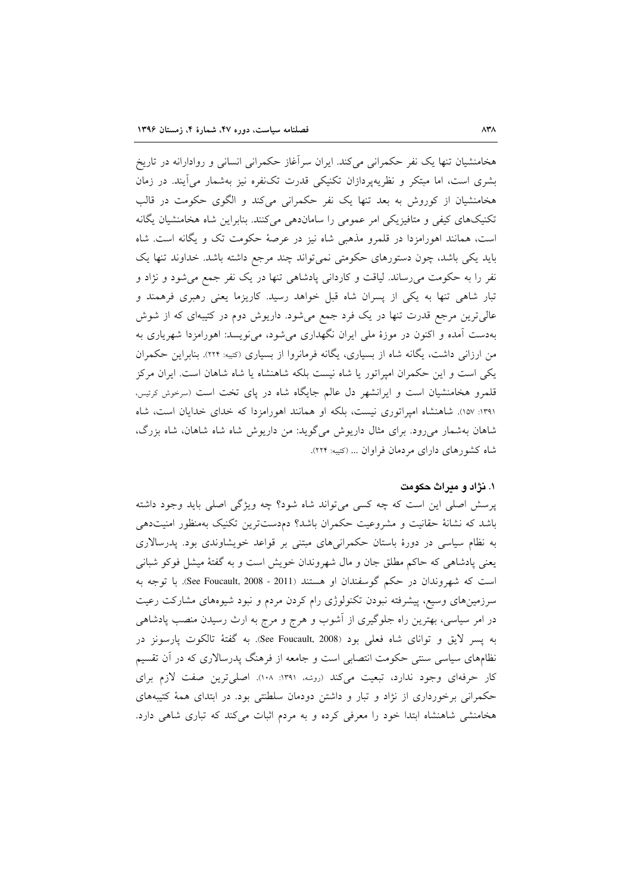هخامنشیان تنها یک نفر حکمرانی می‌کند. ایران سرآغاز حکمرانی انسانی و روادارانه در تاریخ بشری است، اما مبتکر و نظریه‌پردازان تکنیکی قدرت تک‌نفره نیز به‌شمار می‌آیند. در زمان هخامنشیان از کوروش به بعد تنها یک نفر حکمرانی می‌کند و الگوی حکومت در قالب تکنیک‌های کیفی و متافیزیکی امر عمومی را سامان‌دهی می‌کنند. بنابراین شاه هخامنشیان یگانه است، همانند اهورامزدا در قلمرو مذهبی شاه نیز در عرصهٔ حکومت تک و یگانه است. شاه باید یکی باشد، چون دستورهای حکومتی نمی‌تواند چند مرجع داشته باشد. خداوند تنها یک نفر را به حکومت می‌رساند. لیاقت و کاردانی پادشاهی تنها در یک نفر جمع می‌شود و نژاد و تبار شاهی تنها به یکی از پسران شاه قبل خواهد رسید. کاریزما یعنی رهبری فرهمند و عالی‌ترین مرجع قدرت تنها در یک فرد جمع می‌شود. داریوش دوم در کتیبه‌ای که از شوش به‌دست آمده و اکنون در موزهٔ ملی ایران نگهداری می‌شود، می‌نویسد: اهورامزدا شهریاری به من ارزانی داشت، یگانه شاه از بسیاری، یگانه فرمانروا از بسیاری (کتیبه: ۲۲۴). بنابراین حکمران یکی است و این حکمران امپراتور یا شاه نیست بلکه شاهنشاه یا شاه شاهان است. ایران مرکز قلمرو هخامنشیان است و ایرانشهر دل عالم جایگاه شاه در پای تخت است (سرخوش کرتیس، ۱۳۹۱: ۱۵۷). شاهنشاه امپراتوری نیست، بلکه او همانند اهورامزدا که خدای خدایان است، شاه شاهان به‌شمار می‌رود. برای مثال داریوش می‌گوید: من داریوش شاه شاه شاهان، شاه بزرگ، شاه کشورهای دارای مردمان فراوان ... (کتیبه: ۲۲۴).

### ۱. نژاد و میراث حکومت

پرسش اصلی این است که چه کسی می‌تواند شاه شود؟ چه ویژگی اصلی باید وجود داشته باشد که نشانهٔ حقانیت و مشروعیت حکمران باشد؟ دم‌دست‌ترین تکنیک به‌منظور امنیت‌دهی به نظام سیاسی در دورهٔ باستان حکمرانی‌های مبتنی بر قواعد خویشاوندی بود. پدرسالاری یعنی پادشاهی که حاکم مطلق جان و مال شهروندان خویش است و به گفتهٔ میشل فوکو شبانی است که شهروندان در حکم گوسفندان او هستند (See Foucault, 2008 - 2011). با توجه به سرزمین‌های وسیع، پیشرفته نبودن تکنولوژی رام کردن مردم و نبود شیوه‌های مشارکت رعیت در امر سیاسی، بهترین راه جلوگیری از آشوب و هرج و مرج به ارث رسیدن منصب پادشاهی به پسر لایق و توانای شاه فعلی بود (See Foucault, 2008). به گفتهٔ تالکوت پارسونز در نظام‌های سیاسی سنتی حکومت انتصابی است و جامعه از فرهنگ پدرسالاری که در آن تقسیم کار حرفه‌ای وجود ندارد، تبعیت می‌کند (روشه، ۱۳۹۱: ۱۰۸). اصلی‌ترین صفت لازم برای حکمرانی برخورداری از نژاد و تبار و داشتن دودمان سلطنتی بود. در ابتدای همهٔ کتیبه‌های هخامنشی شاهنشاه ابتدا خود را معرفی کرده و به مردم اثبات می‌کند که تباری شاهی دارد.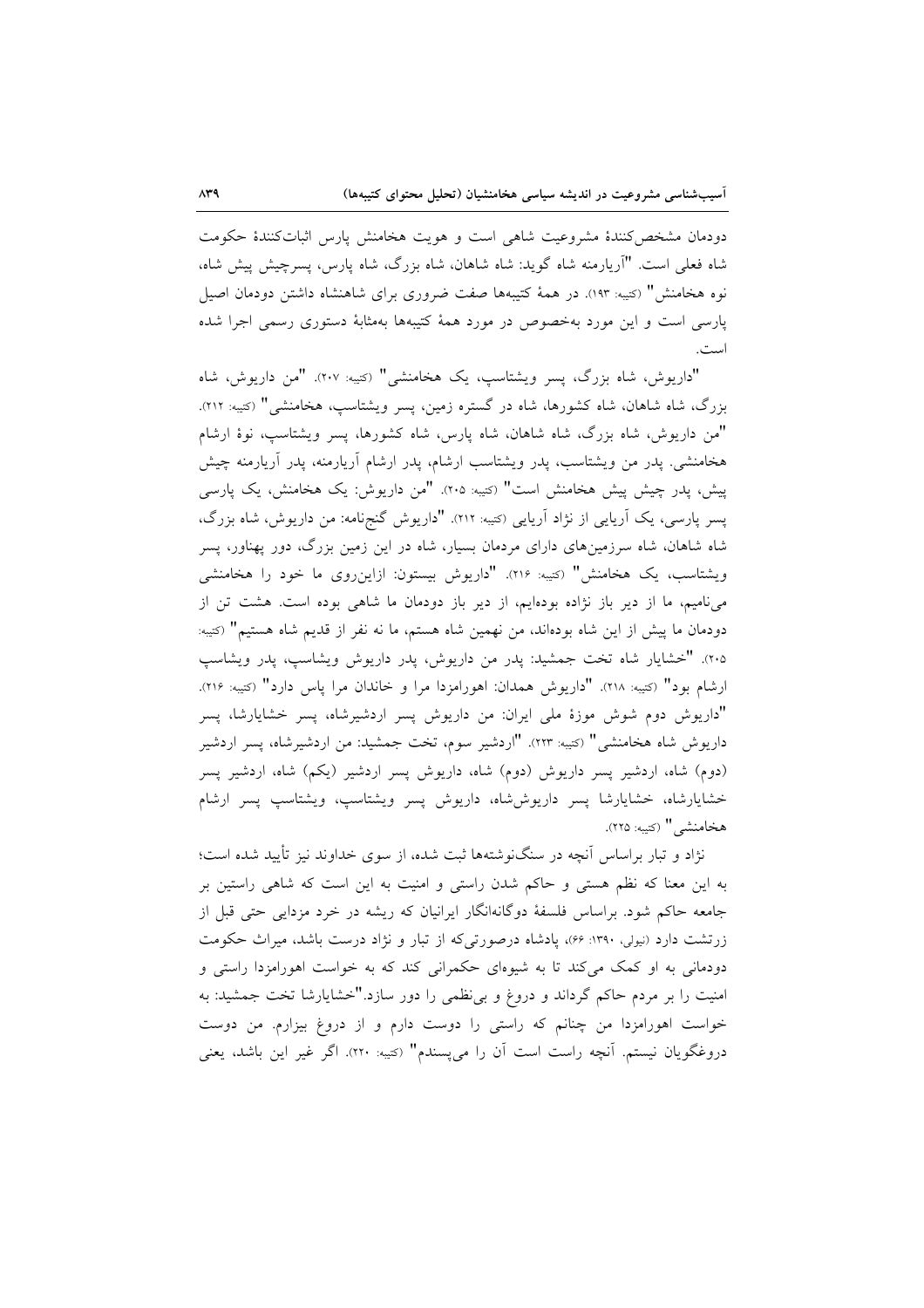دودمان مشخص‌کنندهٔ مشروعیت شاهی است و هویت هخامنش پارس اثبات‌کنندهٔ حکومت شاه فعلی است. "آریارمنه شاه گوید: شاه شاهان، شاه بزرگ، شاه پارس، پسرچیش پیش شاه، نوه هخامنش" (کتیبه: ۱۹۳). در همهٔ کتیبه‌ها صفت ضروری برای شاهنشاه داشتن دودمان اصیل پارسی است و این مورد به‌خصوص در مورد همهٔ کتیبه‌ها به‌مثابهٔ دستوری رسمی اجرا شده است.

"داریوش، شاه بزرگ، پسر ویشتاسپ، یک هخامنشی" (کتیبه: ۲۰۷). "من داریوش، شاه بزرگ، شاه شاهان، شاه کشورها، شاه در گستره زمین، پسر ویشتاسپ، هخامنشی" (کتیبه: ۲۱۲). "من داریوش، شاه بزرگ، شاه شاهان، شاه پارس، شاه کشورها، پسر ویشتاسپ، نوهٔ ارشام هخامنشی. پدر من ویشتاسپ، پدر ویشتاسب ارشام، پدر ارشام آریارمنه، پدر آریارمنه چیش پیش، پدر چیش پیش هخامنش است" (کتیبه: ۲۰۵). "من داریوش: یک هخامنش، یک پارسی پسر پارسی، یک آریایی از نژاد آریایی (کتیبه: ۲۱۲). "داریوش گنج‌نامه: من داریوش، شاه بزرگ، شاه شاهان، شاه سرزمین‌های دارای مردمان بسیار، شاه در این زمین بزرگ، دور پهناور، پسر ویشتاسب، یک هخامنش" (کتیبه: ۲۱۶). "داریوش بیستون: ازاین‌روی ما خود را هخامنشی می‌نامیم، ما از دیر باز نژاده بوده‌ایم، از دیر باز دودمان ما شاهی بوده است. هشت تن از دودمان ما پیش از این شاه بوده‌اند، من نهمین شاه هستم، ما نه نفر از قدیم شاه هستیم" (کتیبه: ۲۰۵). "خشایار شاه تخت جمشید: پدر من داریوش، پدر داریوش ویشاسپ، پدر ویشاسپ ارشام بود" (کتیبه: ۲۱۸). "داریوش همدان: اهورامزدا مرا و خاندان مرا پاس دارد" (کتیبه: ۲۱۶). "داریوش دوم شوش موزهٔ ملی ایران: من داریوش پسر اردشیرشاه، پسر خشایارشا، پسر داریوش شاه هخامنشی" (کتیبه: ۲۲۳). "اردشیر سوم، تخت جمشید: من اردشیرشاه، پسر اردشیر (دوم) شاه، اردشیر پسر داریوش (دوم) شاه، داریوش پسر اردشیر (یکم) شاه، اردشیر پسر خشایارشاه، خشایارشا پسر داریوش‌شاه، داریوش پسر ویشتاسپ، ویشتاسپ پسر ارشام هخامنشی" (کتیبه: ۲۲۵).

نژاد و تبار براساس آنچه در سنگ‌نوشته‌ها ثبت شده، از سوی خداوند نیز تأیید شده است؛ به این معنا که نظم هستی و حاکم شدن راستی و امنیت به این است که شاهی راستین بر جامعه حاکم شود. براساس فلسفهٔ دوگانه‌انگار ایرانیان که ریشه در خرد مزدایی حتی قبل از زرتشت دارد (نیولی، ۱۳۹۰: ۶۶)، پادشاه درصورتی‌که از تبار و نژاد درست باشد، میراث حکومت دودمانی به او کمک می‌کند تا به شیوه‌ای حکمرانی کند که به خواست اهورامزدا راستی و امنیت را بر مردم حاکم گرداند و دروغ و بی‌نظمی را دور سازد."خشایارشا تخت جمشید: به خواست اهورامزدا من چنانم که راستی را دوست دارم و از دروغ بیزارم. من دوست دروغگویان نیستم. آنچه راست است آن را می‌پسندم" (کتیبه: ۲۲۰). اگر غیر این باشد، یعنی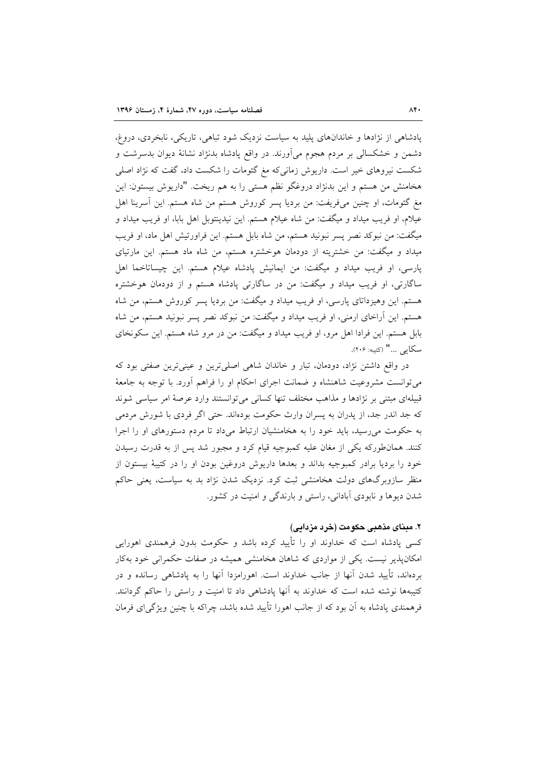پادشاهی از نژادها و خاندان‌های پلید به سیاست نزدیک شود تباهی، تاریکی، نابخردی، دروغ، دشمن و خشکسالی بر مردم هجوم می‌آورند. در واقع پادشاه بدنژاد نشانهٔ دیوان بدسرشت و شکست نیروهای خیر است. داریوش زمانی‌که مغ گئومات را شکست داد، گفت که نژاد اصلی هخامنش من هستم و این بدنژاد دروغگو نظم هستی را به هم ریخت. "داریوش بیستون: این مغ گئومات، او چنین می‌فریفت: من بردیا پسر کوروش هستم من شاه هستم. این آسرینا اهل عیلام، او فریب میداد و میگفت: من شاه عیلام هستم. این نیدینتوبل اهل بابا، او فریب میداد و میگفت: من نبوکد نصر پسر نبونید هستم، من شاه بابل هستم. این فراورتیش اهل ماد، او فریب میداد و میگفت: من خشتریته از دودمان هوخشتره هستم، من شاه ماد هستم. این مارتیای پارسی، او فریب میداد و میگفت: من ایمانیش پادشاه عیلام هستم. این چیساتاخما اهل ساگارتی، او فریب میداد و میگفت: من در ساگارتی پادشاه هستم و از دودمان هوخشتره هستم. این وهیزداتای پارسی، او فریب میداد و میگفت: من بردیا پسر کوروش هستم، من شاه هستم. این آراخای ارمنی، او فریب میداد و میگفت: من نبوکد نصر پسر نبونید هستم، من شاه بابل هستم. این فرادا اهل مرو، او فریب میداد و میگفت: من در مرو شاه هستم. این سکونخای سکایی ..." (کتیبه: ۲۰۶).

در واقع داشتن نژاد، دودمان، تبار و خاندان شاهی اصلی‌ترین و عینی‌ترین صفتی بود که می‌توانست مشروعیت شاهنشاه و ضمانت اجرای احکام او را فراهم آورد. با توجه به جامعهٔ قبیله‌ای مبتنی بر نژادها و مذاهب مختلف تنها کسانی می‌توانستند وارد عرصهٔ امر سیاسی شوند که جد اندر جد، از پدران به پسران وارث حکومت بوده‌اند. حتی اگر فردی با شورش مردمی به حکومت می‌رسید، باید خود را به هخامنشیان ارتباط می‌داد تا مردم دستورهای او را اجرا کنند. همان‌طورکه یکی از مغان علیه کمبوجیه قیام کرد و مجبور شد پس از به قدرت رسیدن خود را بردیا برادر کمبوجیه بداند و بعدها داریوش دروغین بودن او را در کتیبهٔ بیستون از منظر سازوبرگ‌های دولت هخامنشی ثبت کرد. نزدیک شدن نژاد بد به سیاست، یعنی حاکم شدن دیوها و نابودی آبادانی، راستی و بارندگی و امنیت در کشور.

## ۲. مبنای مذهبی حکومت (خرد مزدایی)

کسی پادشاه است که خداوند او را تأیید کرده باشد و حکومت بدون فرهمندی اهورایی امکان‌پذیر نیست. یکی از مواردی که شاهان هخامنشی همیشه در صفات حکمرانی خود به‌کار برده‌اند، تأیید شدن آنها از جانب خداوند است. اهورامزدا آنها را به پادشاهی رسانده و در کتیبه‌ها نوشته شده است که خداوند به آنها پادشاهی داد تا امنیت و راستی را حاکم گردانند. فرهمندی پادشاه به آن بود که از جانب اهورا تأیید شده باشد، چراکه با چنین ویژگی‌ای فرمان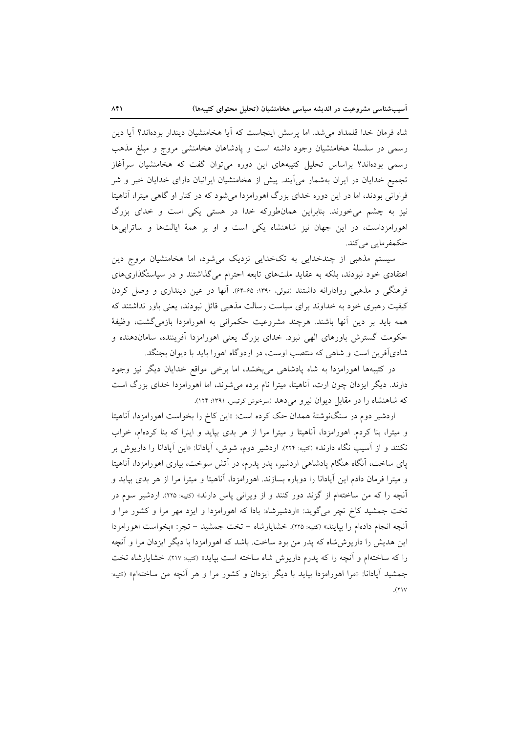شاه فرمان خدا قلمداد می‌شد. اما پرسش اینجاست که آیا هخامنشیان دیندار بوده‌اند؟ آیا دین رسمی در سلسلهٔ هخامنشیان وجود داشته است و پادشاهان هخامنشی مروج و مبلغ مذهب رسمی بوده‌اند؟ براساس تحلیل کتیبه‌های این دوره می‌توان گفت که هخامنشیان سرآغاز تجمیع خدایان در ایران به‌شمار می‌آیند. پیش از هخامنشیان ایرانیان دارای خدایان خیر و شر فراوانی بودند، اما در این دوره خدای بزرگ اهورامزدا می‌شود که در کنار او گاهی میترا، آناهیتا نیز به چشم می‌خورند. بنابراین همان‌طورکه خدا در هستی یکی است و خدای بزرگ اهورامزداست، در این جهان نیز شاهنشاه یکی است و او بر همهٔ ایالت‌ها و ساتراپی‌ها حکمفرمایی می‌کند.

سیستم مذهبی از چندخدایی به تک‌خدایی نزدیک می‌شود، اما هخامنشیان مروج دین اعتقادی خود نبودند، بلکه به عقاید ملت‌های تابعه احترام می‌گذاشتند و در سیاستگذاری‌های فرهنگی و مذهبی روادارانه داشتند (نیولی، ۱۳۹۰: ۶۵-۶۴). آنها در عین دینداری و وصل کردن کیفیت رهبری خود به خداوند برای سیاست رسالت مذهبی قائل نبودند، یعنی باور نداشتند که همه باید بر دین آنها باشند. هرچند مشروعیت حکمرانی به اهورامزدا بازمی‌گشت، وظیفهٔ حکومت گسترش باورهای الهی نبود. خدای بزرگ یعنی اهورامزدا آفریننده، سامان‌دهنده و شادی‌آفرین است و شاهی که منتصب اوست، در اردوگاه اهورا باید با دیوان بجنگد.

در کتیبه‌ها اهورامزدا به شاه پادشاهی می‌بخشد، اما برخی مواقع خدایان دیگر نیز وجود دارند. دیگر ایزدان چون ارت، آناهیتا، میترا نام برده می‌شوند، اما اهورامزدا خدای بزرگ است که شاهنشاه را در مقابل دیوان نیرو می‌دهد (سرخوش کرتیس، ۱۳۹۱: ۱۲۴).

اردشیر دوم در سنگ‌نوشتهٔ همدان حک کرده است: «این کاخ را بخواست اهورامزدا، آناهیتا و میترا، بنا کردم. اهورامزدا، آناهیتا و میترا مرا از هر بدی بپاید و اینرا که بنا کرده‌ام، خراب نکنند و از آسیب نگاه دارند» (کتیبه: ۲۲۴). اردشیر دوم، شوش، آپادانا: «این آپادانا را داریوش بر پای ساخت، آنگاه هنگام پادشاهی اردشیر، پدر پدرم، در آتش سوخت، بیاری اهورامزدا، آناهیتا و میترا فرمان دادم این آپادانا را دوباره بسازند. اهورامزدا، آناهیتا و میترا مرا از هر بدی بپاید و آنچه را که من ساخته‌ام از گزند دور کنند و از ویرانی پاس دارند» (کتیبه: ۲۲۵). اردشیر سوم در تخت جمشید کاخ تچر می‌گوید: «اردشیرشاه: بادا که اهورامزدا و ایزد مهر مرا و کشور مرا و آنچه انجام داده‌ام را بپایند» (کتیبه: ۲۲۵). خشایارشاه – تخت جمشید – تچر: «بخواست اهورامزدا این هدیش را داریوش‌شاه که پدر من بود ساخت. باشد که اهورامزدا با دیگر ایزدان مرا و آنچه را که ساخته‌ام و آنچه را که پدرم داریوش شاه ساخته است بپاید» (کتیبه: ۲۱۷). خشایارشاه تخت جمشید آپادانا: «مرا اهورامزدا بپاید با دیگر ایزدان و کشور مرا و هر آنچه من ساخته‌ام» (کتیبه: ۲۱۷).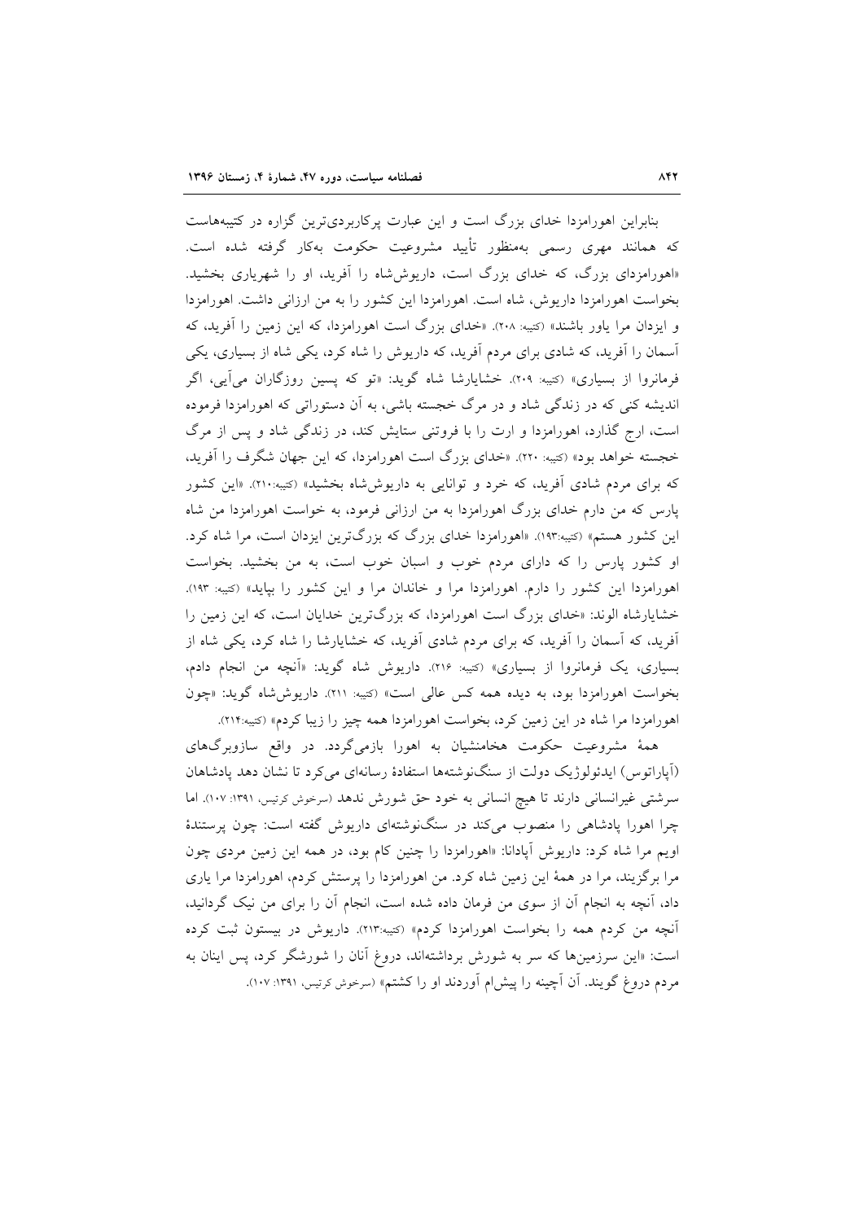بنابراین اهورامزدا خدای بزرگ است و این عبارت پرکاربردی‌ترین گزاره در کتیبه‌هاست که همانند مهری رسمی به‌منظور تأیید مشروعیت حکومت به‌کار گرفته شده است. «اهورامزدای بزرگ، که خدای بزرگ است، داریوش‌شاه را آفرید، او را شهریاری بخشید. بخواست اهورامزدا داریوش، شاه است. اهورامزدا این کشور را به من ارزانی داشت. اهورامزدا و ایزدان مرا یاور باشند» (کتیبه: ۲۰۸). «خدای بزرگ است اهورامزدا، که این زمین را آفرید، که آسمان را آفرید، که شادی برای مردم آفرید، که داریوش را شاه کرد، یکی شاه از بسیاری، یکی فرمانروا از بسیاری» (کتیبه: ۲۰۹). خشایارشا شاه گوید: «تو که پسین روزگاران می‌آیی، اگر اندیشه کنی که در زندگی شاد و در مرگ خجسته باشی، به آن دستوراتی که اهورامزدا فرموده است، ارج گذارد، اهورامزدا و ارت را با فروتنی ستایش کند، در زندگی شاد و پس از مرگ خجسته خواهد بود» (کتیبه: ۲۲۰). «خدای بزرگ است اهورامزدا، که این جهان شگرف را آفرید، که برای مردم شادی آفرید، که خرد و توانایی به داریوش‌شاه بخشید» (کتیبه:۲۱۰). «این کشور پارس که من دارم خدای بزرگ اهورامزدا به من ارزانی فرمود، به خواست اهورامزدا من شاه این کشور هستم» (کتیبه:۱۹۳). «اهورامزدا خدای بزرگ که بزرگ‌ترین ایزدان است، مرا شاه کرد. او کشور پارس را که دارای مردم خوب و اسبان خوب است، به من بخشید. بخواست اهورامزدا این کشور را دارم. اهورامزدا مرا و خاندان مرا و این کشور را بپاید» (کتیبه: ۱۹۳). خشایارشاه الوند: «خدای بزرگ است اهورامزدا، که بزرگ‌ترین خدایان است، که این زمین را آفرید، که آسمان را آفرید، که برای مردم شادی آفرید، که خشایارشا را شاه کرد، یکی شاه از بسیاری، یک فرمانروا از بسیاری» (کتیبه: ۲۱۶). داریوش شاه گوید: «آنچه من انجام دادم، بخواست اهورامزدا بود، به دیده همه کس عالی است» (کتیبه: ۲۱۱). داریوش‌شاه گوید: «چون اهورامزدا مرا شاه در این زمین کرد، بخواست اهورامزدا همه چیز را زیبا کردم» (کتیبه:۲۱۴).

همهٔ مشروعیت حکومت هخامنشیان به اهورا بازمی‌گردد. در واقع سازوبرگ‌های (آپاراتوس) ایدئولوژیک دولت از سنگ‌نوشته‌ها استفادهٔ رسانه‌ای می‌کرد تا نشان دهد پادشاهان سرشتی غیرانسانی دارند تا هیچ انسانی به خود حق شورش ندهد (سرخوش کرتیس، ۱۳۹۱: ۱۰۷). اما چرا اهورا پادشاهی را منصوب می‌کند در سنگ‌نوشته‌ای داریوش گفته است: چون پرستندهٔ اویم مرا شاه کرد: داریوش آپادانا: «اهورامزدا را چنین کام بود، در همه این زمین مردی چون مرا برگزیند، مرا در همهٔ این زمین شاه کرد. من اهورامزدا را پرستش کردم، اهورامزدا مرا یاری داد، آنچه به انجام آن از سوی من فرمان داده شده است، انجام آن را برای من نیک گردانید، آنچه من کردم همه را بخواست اهورامزدا کردم» (کتیبه:۲۱۳). داریوش در بیستون ثبت کرده است: «این سرزمین‌ها که سر به شورش برداشته‌اند، دروغ آنان را شورشگر کرد، پس اینان به مردم دروغ گویند. آن آچینه را پیش‌ام آوردند او را کشتم» (سرخوش کرتیس، ۱۳۹۱: ۱۰۷).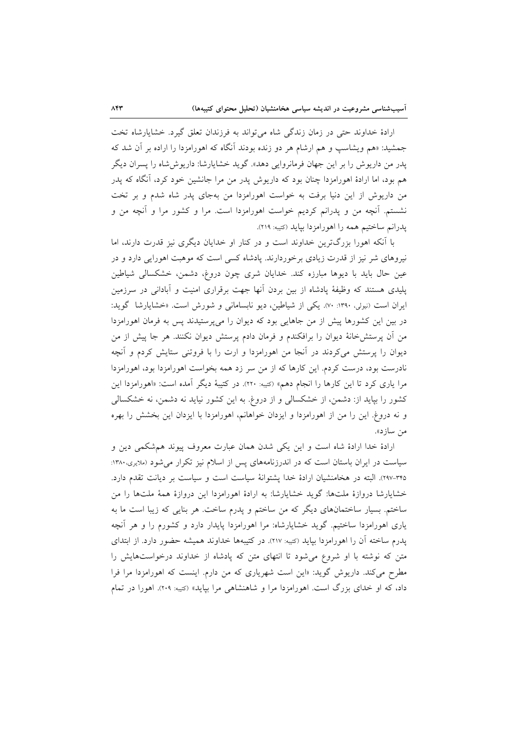ارادهٔ خداوند حتی در زمان زندگی شاه می‌تواند به فرزندان تعلق گیرد. خشایارشاه تخت جمشید: «هم ویشاسپ و هم ارشام هر دو زنده بودند آنگاه که اهورامزدا را اراده بر آن شد که پدر من داریوش را بر این جهان فرمانروایی دهد». گوید خشایارشا: داریوش‌شاه را پسران دیگر هم بود، اما ارادهٔ اهورامزدا چنان بود که داریوش پدر من مرا جانشین خود کرد، آنگاه که پدر من داریوش از این دنیا برفت به خواست اهورامزدا من به‌جای پدر شاه شدم و بر تخت نشستم. آنچه من و پدرانم کردیم خواست اهورامزدا است. مرا و کشور مرا و آنچه من و پدرانم ساختیم همه را اهورامزدا بپاید (کتیبه: ۲۱۹).

با آنکه اهورا بزرگ‌ترین خداوند است و در کنار او خدایان دیگری نیز قدرت دارند، اما نیروهای شر نیز از قدرت زیادی برخوردارند. پادشاه کسی است که موهبت اهورایی دارد و در عین حال باید با دیوها مبارزه کند. خدایان شری چون دروغ، دشمن، خشکسالی شیاطین پلیدی هستند که وظیفهٔ پادشاه از بین بردن آنها جهت برقراری امنیت و آبادانی در سرزمین ایران است (نیولی، ۱۳۹۰: ۷۰). یکی از شیاطین، دیو نابسامانی و شورش است. «خشایارشا گوید: در بین این کشورها پیش از من جاهایی بود که دیوان را می‌پرستیدند پس به فرمان اهورامزدا من آن پرستش‌خانهٔ دیوان را برافکندم و فرمان دادم پرستش دیوان نکنند. هر جا پیش از من دیوان را پرستش می‌کردند در آنجا من اهورامزدا و ارت را با فروتنی ستایش کردم و آنچه نادرست بود، درست کردم. این کارها که از من سر زد همه بخواست اهورامزدا بود، اهورامزدا مرا یاری کرد تا این کارها را انجام دهم» (کتیبه: ۲۲۰). در کتیبهٔ دیگر آمده است: «اهورامزدا این کشور را بپاید از: دشمن، از خشکسالی و از دروغ. به این کشور نیاید نه دشمن، نه خشکسالی و نه دروغ. این را من از اهورامزدا و ایزدان خواهانم، اهورامزدا با ایزدان این بخشش را بهره من سازد».

ارادهٔ خدا ارادهٔ شاه است و این یکی شدن همان عبارت معروف پیوند همشکمی دین و سیاست در ایران باستان است که در اندرزنامه‌های پس از اسلام نیز تکرار می‌شود (ملایری،۱۳۸۰: ۳۴۵-۲۹۷). البته در هخامنشیان ارادهٔ خدا پشتوانهٔ سیاست است و سیاست بر دیانت تقدم دارد. خشایارشا دروازهٔ ملت‌ها: گوید خشایارشا: به ارادهٔ اهورامزدا این دروازهٔ همهٔ ملت‌ها را من ساختم. بسیار ساختمان‌های دیگر که من ساختم و پدرم ساخت. هر بنایی که زیبا است ما به یاری اهورامزدا ساختیم. گوید خشایارشاه: مرا اهورامزدا پایدار دارد و کشورم را و هر آنچه پدرم ساخته آن را اهورامزدا بپاید (کتیبه: ۲۱۷). در کتیبه‌ها خداوند همیشه حضور دارد. از ابتدای متن که نوشته با او شروع می‌شود تا انتهای متن که پادشاه از خداوند درخواست‌هایش را مطرح می‌کند. داریوش گوید: «این است شهریاری که من دارم. اینست که اهورامزدا مرا فرا داد، که او خدای بزرگ است. اهورامزدا مرا و شاهنشاهی مرا بپاید» (کتیبه: ۲۰۹). اهورا در تمام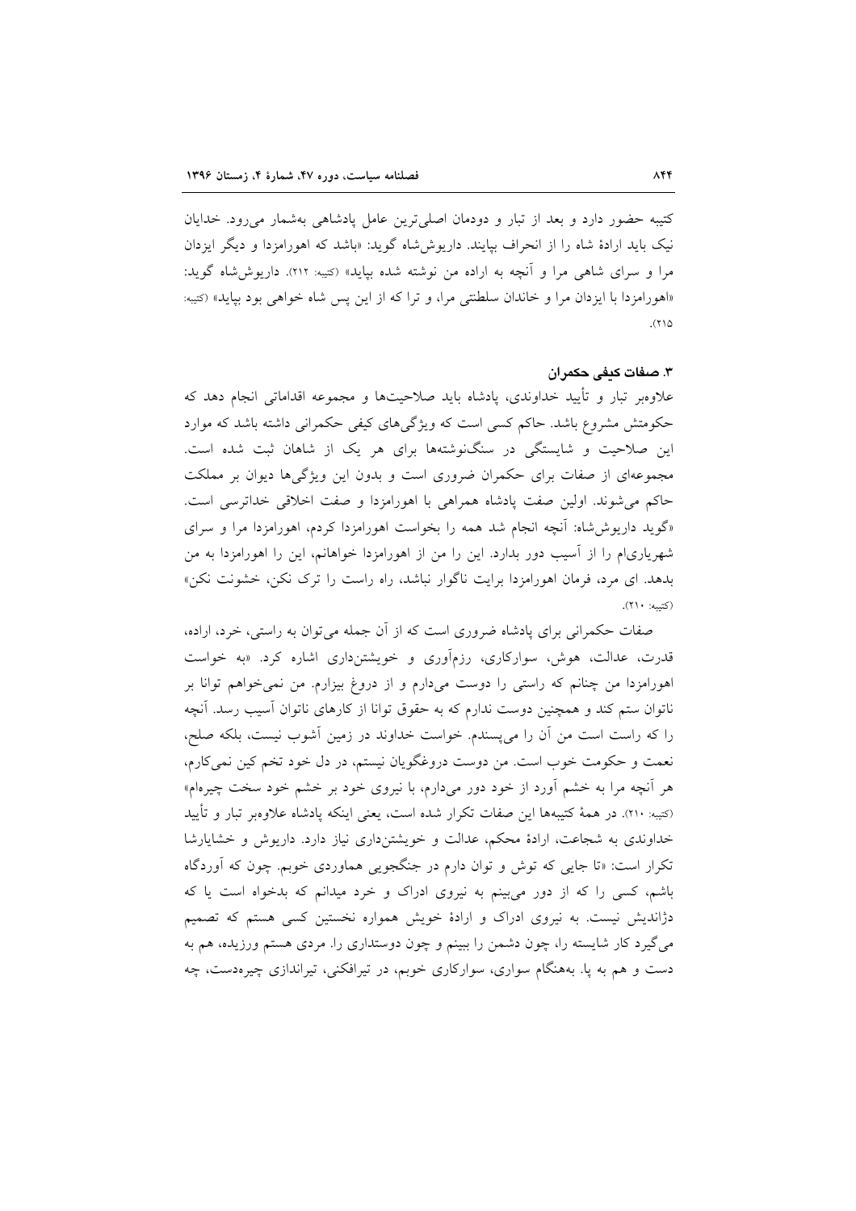کتیبه حضور دارد و بعد از تبار و دودمان اصلی‌ترین عامل پادشاهی به‌شمار می‌رود. خدایان نیک باید ارادهٔ شاه را از انحراف بپایند. داریوش‌شاه گوید: «باشد که اهورامزدا و دیگر ایزدان مرا و سرای شاهی مرا و آنچه به اراده من نوشته شده بپاید» (کتیبه: ۲۱۲). داریوش‌شاه گوید: «اهورامزدا با ایزدان مرا و خاندان سلطنتی مرا، و ترا که از این پس شاه خواهی بود بپاید» (کتیبه: ۲۱۵).

### ۳. صفات کیفی حکمران

علاوه‌بر تبار و تأیید خداوندی، پادشاه باید صلاحیت‌ها و مجموعه اقداماتی انجام دهد که حکومتش مشروع باشد. حاکم کسی است که ویژگی‌های کیفی حکمرانی داشته باشد که موارد این صلاحیت و شایستگی در سنگ‌نوشته‌ها برای هر یک از شاهان ثبت شده است. مجموعه‌ای از صفات برای حکمران ضروری است و بدون این ویژگی‌ها دیوان بر مملکت حاکم می‌شوند. اولین صفت پادشاه همراهی با اهورامزدا و صفت اخلاقی خداترسی است. «گوید داریوش‌شاه: آنچه انجام شد همه را بخواست اهورامزدا کردم، اهورامزدا مرا و سرای شهریاری‌ام را از آسیب دور بدارد. این را من از اهورامزدا خواهانم، این را اهورامزدا به من بدهد. ای مرد، فرمان اهورامزدا برایت ناگوار نباشد، راه راست را ترک نکن، خشونت نکن» (کتیبه: ۲۱۰).

صفات حکمرانی برای پادشاه ضروری است که از آن جمله می‌توان به راستی، خرد، اراده، قدرت، عدالت، هوش، سوارکاری، رزم‌آوری و خویشتن‌داری اشاره کرد. «به خواست اهورامزدا من چنانم که راستی را دوست می‌دارم و از دروغ بیزارم. من نمی‌خواهم توانا بر ناتوان ستم کند و همچنین دوست ندارم که به حقوق توانا از کارهای ناتوان آسیب رسد. آنچه را که راست است من آن را می‌پسندم. خواست خداوند در زمین آشوب نیست، بلکه صلح، نعمت و حکومت خوب است. من دوست دروغگویان نیستم، در دل خود تخم کین نمی‌کارم، هر آنچه مرا به خشم آورد از خود دور می‌دارم، با نیروی خود بر خشم خود سخت چیره‌ام» (کتیبه: ۲۱۰). در همهٔ کتیبه‌ها این صفات تکرار شده است، یعنی اینکه پادشاه علاوه‌بر تبار و تأیید خداوندی به شجاعت، ارادهٔ محکم، عدالت و خویشتن‌داری نیاز دارد. داریوش و خشایارشا تکرار است: «تا جایی که توش و توان دارم در جنگجویی هماوردی خوبم. چون که آوردگاه باشم، کسی را که از دور می‌بینم به نیروی ادراک و خرد میدانم که بدخواه است یا که دژاندیش نیست. به نیروی ادراک و ارادهٔ خویش همواره نخستین کسی هستم که تصمیم می‌گیرد کار شایسته را، چون دشمن را ببینم و چون دوستداری را. مردی هستم ورزیده، هم به دست و هم به پا. به‌هنگام سواری، سوارکاری خوبم، در تیرافکنی، تیراندازی چیره‌دست، چه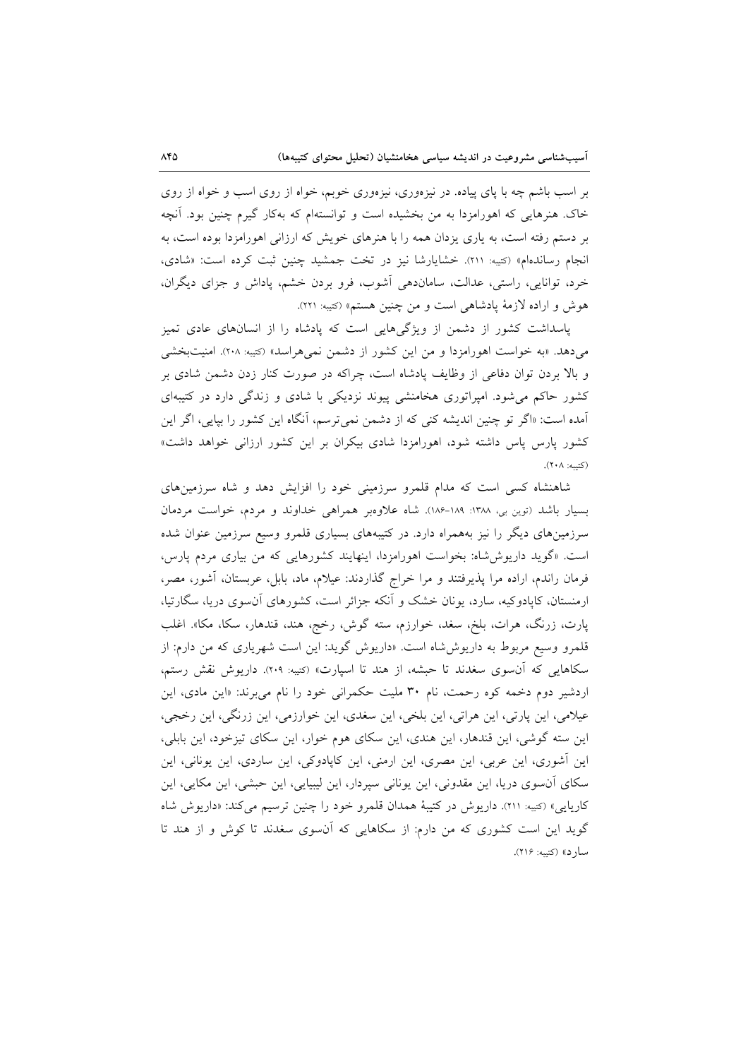بر اسب باشم چه با پای پیاده. در نیزه‌وری، نیزه‌وری خوبم، خواه از روی اسب و خواه از روی خاک. هنرهایی که اهورامزدا به من بخشیده است و توانسته‌ام که به‌کار گیرم چنین بود. آنچه بر دستم رفته است، به یاری یزدان همه را با هنرهای خویش که ارزانی اهورامزدا بوده است، به انجام رسانده‌ام» (کتیبه: ۲۱۱). خشایارشا نیز در تخت جمشید چنین ثبت کرده است: «شادی، خرد، توانایی، راستی، عدالت، سامان‌دهی آشوب، فرو بردن خشم، پاداش و جزای دیگران، هوش و اراده لازمهٔ پادشاهی است و من چنین هستم» (کتیبه: ۲۲۱).

پاسداشت کشور از دشمن از ویژگی‌هایی است که پادشاه را از انسان‌های عادی تمیز می‌دهد. «به خواست اهورامزدا و من این کشور از دشمن نمی‌هراسد» (کتیبه: ۲۰۸). امنیت‌بخشی و بالا بردن توان دفاعی از وظایف پادشاه است، چراکه در صورت کنار زدن دشمن شادی بر کشور حاکم می‌شود. امپراتوری هخامنشی پیوند نزدیکی با شادی و زندگی دارد در کتیبه‌ای آمده است: «اگر تو چنین اندیشه کنی که از دشمن نمی‌ترسم، آنگاه این کشور را بپایی، اگر این کشور پارس پاس داشته شود، اهورامزدا شادی بیکران بر این کشور ارزانی خواهد داشت» (کتیبه: ۲۰۸).

شاهنشاه کسی است که مدام قلمرو سرزمینی خود را افزایش دهد و شاه سرزمین‌های بسیار باشد (توین بی، ۱۳۸۸: ۱۸۹-۱۸۶). شاه علاوه‌بر همراهی خداوند و مردم، خواست مردمان سرزمین‌های دیگر را نیز به‌همراه دارد. در کتیبه‌های بسیاری قلمرو وسیع سرزمین عنوان شده است. «گوید داریوش‌شاه: بخواست اهورامزدا، اینهایند کشورهایی که من بیاری مردم پارس، فرمان راندم، اراده مرا پذیرفتند و مرا خراج گذاردند: عیلام، ماد، بابل، عربستان، آشور، مصر، ارمنستان، کاپادوکیه، سارد، یونان خشک و آنکه جزائر است، کشورهای آن‌سوی دریا، سگارتیا، پارت، زرنگ، هرات، بلخ، سغد، خوارزم، سته گوش، رخج، هند، قندهار، سکا، مکا». اغلب قلمرو وسیع مربوط به داریوش‌شاه است. «داریوش گوید: این است شهریاری که من دارم: از سکاهایی که آن‌سوی سغدند تا حبشه، از هند تا اسپارت» (کتیبه: ۲۰۹). داریوش نقش رستم، اردشیر دوم دخمه کوه رحمت، نام ۳۰ ملیت حکمرانی خود را نام می‌برند: «این مادی، این عیلامی، این پارتی، این هراتی، این بلخی، این سغدی، این خوارزمی، این زرنگی، این رخجی، این سته گوشی، این قندهار، این هندی، این سکای هوم خوار، این سکای تیزخود، این بابلی، این آشوری، این عربی، این مصری، این ارمنی، این کاپادوکی، این ساردی، این یونانی، این سکای آن‌سوی دریا، این مقدونی، این یونانی سپردار، این لیبیایی، این حبشی، این مکایی، این کاریایی» (کتیبه: ۲۱۱). داریوش در کتیبهٔ همدان قلمرو خود را چنین ترسیم می‌کند: «داریوش شاه گوید این است کشوری که من دارم: از سکاهایی که آن‌سوی سغدند تا کوش و از هند تا سارد» (کتیبه: ۲۱۶).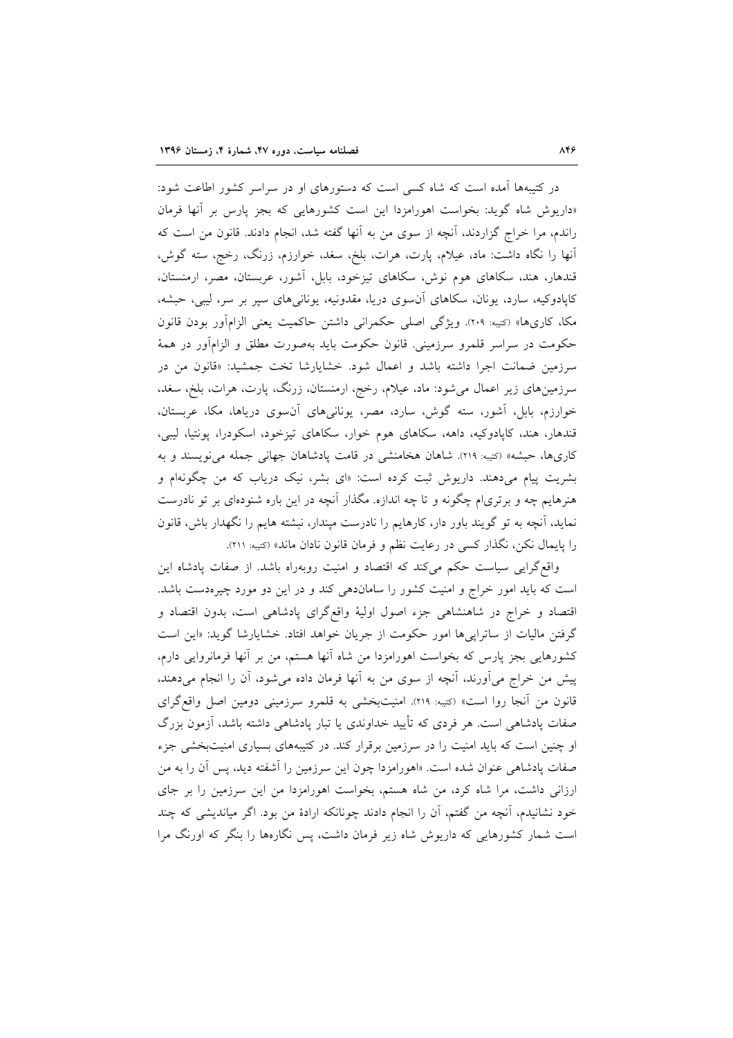در کتیبه‌ها آمده است که شاه کسی است که دستورهای او در سراسر کشور اطاعت شود: «داریوش شاه گوید: بخواست اهورامزدا این است کشورهایی که بجز پارس بر آنها فرمان راندم، مرا خراج گزاردند، آنچه از سوی من به آنها گفته شد، انجام دادند. قانون من است که آنها را نگاه داشت: ماد، عیلام، پارت، هرات، بلخ، سغد، خوارزم، زرنگ، رخج، سته گوش، قندهار، هند، سکاهای هوم نوش، سکاهای تیزخود، بابل، آشور، عربستان، مصر، ارمنستان، کاپادوکیه، سارد، یونان، سکاهای آن‌سوی دریا، مقدونیه، یونانی‌های سپر بر سر، لیبی، حبشه، مکا، کاری‌ها» (کتیبه: ۲۰۹). ویژگی اصلی حکمرانی داشتن حاکمیت یعنی الزام‌آور بودن قانون حکومت در سراسر قلمرو سرزمینی. قانون حکومت باید به‌صورت مطلق و الزام‌آور در همهٔ سرزمین ضمانت اجرا داشته باشد و اعمال شود. خشایارشا تخت جمشید: «قانون من در سرزمین‌های زیر اعمال می‌شود: ماد، عیلام، رخج، ارمنستان، زرنگ، پارت، هرات، بلخ، سغد، خوارزم، بابل، آشور، سته گوش، سارد، مصر، یونانی‌های آن‌سوی دریاها، مکا، عربستان، قندهار، هند، کاپادوکیه، داهه، سکاهای هوم خوار، سکاهای تیزخود، اسکودرا، پونتیا، لیبی، کاری‌ها، حبشه» (کتیبه: ۲۱۹). شاهان هخامنشی در قامت پادشاهان جهانی جمله می‌نویسند و به بشریت پیام می‌دهند. داریوش ثبت کرده است: «ای بشر، نیک دریاب که من چگونه‌ام و هنرهایم چه و برتری‌ام چگونه و تا چه اندازه. مگذار آنچه در این باره شنوده‌ای بر تو نادرست نماید، آنچه به تو گویند باور دار، کارهایم را نادرست مپندار، نبشته هایم را نگهدار باش، قانون را پایمال نکن، نگذار کسی در رعایت نظم و فرمان قانون نادان ماند» (کتیبه: ۲۱۱).

واقع‌گرایی سیاست حکم می‌کند که اقتصاد و امنیت روبه‌راه باشد. از صفات پادشاه این است که باید امور خراج و امنیت کشور را سامان‌دهی کند و در این دو مورد چیره‌دست باشد. اقتصاد و خراج در شاهنشاهی جزء اصول اولیهٔ واقع‌گرای پادشاهی است، بدون اقتصاد و گرفتن مالیات از ساتراپی‌ها امور حکومت از جریان خواهد افتاد. خشایارشا گوید: «این است کشورهایی بجز پارس که بخواست اهورامزدا من شاه آنها هستم، من بر آنها فرمانروایی دارم، پیش من خراج می‌آورند، آنچه از سوی من به آنها فرمان داده می‌شود، آن را انجام می‌دهند، قانون من آنجا روا است» (کتیبه: ۲۱۹). امنیت‌بخشی به قلمرو سرزمینی دومین اصل واقع‌گرای صفات پادشاهی است. هر فردی که تأیید خداوندی یا تبار پادشاهی داشته باشد، آزمون بزرگ او چنین است که باید امنیت را در سرزمین برقرار کند. در کتیبه‌های بسیاری امنیت‌بخشی جزء صفات پادشاهی عنوان شده است. «اهورامزدا چون این سرزمین را آشفته دید، پس آن را به من ارزانی داشت، مرا شاه کرد، من شاه هستم، بخواست اهورامزدا من این سرزمین را بر جای خود نشانیدم، آنچه من گفتم، آن را انجام دادند چونانکه ارادهٔ من بود. اگر میاندیشی که چند است شمار کشورهایی که داریوش شاه زیر فرمان داشت، پس نگاره‌ها را بنگر که اورنگ مرا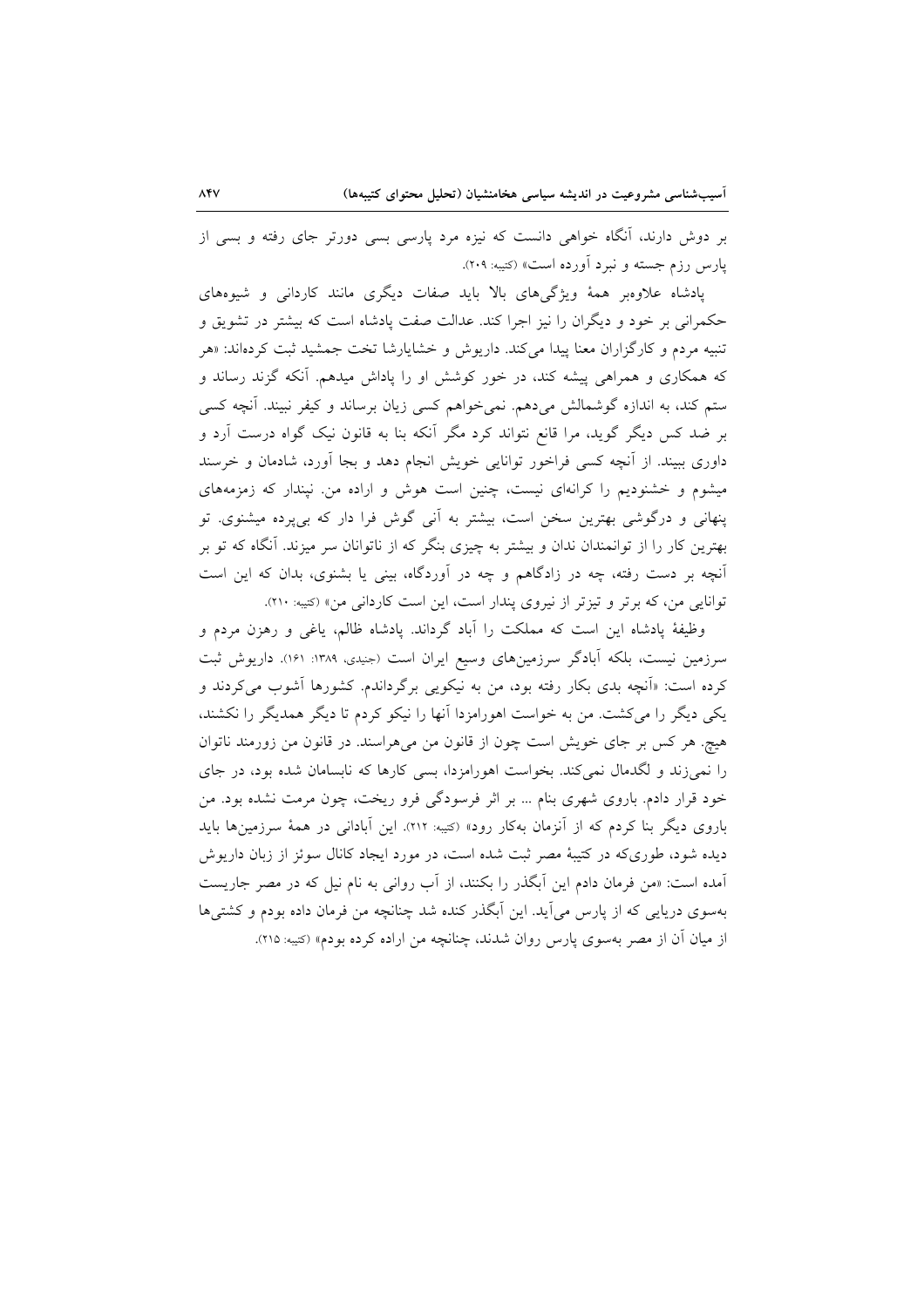بر دوش دارند، آنگاه خواهی دانست که نیزه مرد پارسی بسی دورتر جای رفته و بسی از پارس رزم جسته و نبرد آورده است» (کتیبه: ۲۰۹).

پادشاه علاوه‌بر همهٔ ویژگی‌های بالا باید صفات دیگری مانند کاردانی و شیوه‌های حکمرانی بر خود و دیگران را نیز اجرا کند. عدالت صفت پادشاه است که بیشتر در تشویق و تنبیه مردم و کارگزاران معنا پیدا می‌کند. داریوش و خشایارشا تخت جمشید ثبت کرده‌اند: «هر که همکاری و همراهی پیشه کند، در خور کوشش او را پاداش میدهم. آنکه گزند رساند و ستم کند، به اندازه گوشمالش می‌دهم. نمی‌خواهم کسی زیان برساند و کیفر نبیند. آنچه کسی بر ضد کس دیگر گوید، مرا قانع نتواند کرد مگر آنکه بنا به قانون نیک گواه درست آرد و داوری ببیند. از آنچه کسی فراخور توانایی خویش انجام دهد و بجا آورد، شادمان و خرسند میشوم و خشنودیم را کرانه‌ای نیست، چنین است هوش و اراده من. نپندار که زمزمه‌های پنهانی و درگوشی بهترین سخن است، بیشتر به آنی گوش فرا دار که بی‌پرده میشنوی. تو بهترین کار را از توانمندان ندان و بیشتر به چیزی بنگر که از ناتوانان سر میزند. آنگاه که تو بر آنچه بر دست رفته، چه در زادگاهم و چه در آوردگاه، بینی یا بشنوی، بدان که این است توانایی من، که برتر و تیزتر از نیروی پندار است، این است کاردانی من» (کتیبه: ۲۱۰).

وظیفهٔ پادشاه این است که مملکت را آباد گرداند. پادشاه ظالم، یاغی و رهزن مردم و سرزمین نیست، بلکه آبادگر سرزمین‌های وسیع ایران است (جنیدی، ۱۳۸۹: ۱۶۱). داریوش ثبت کرده است: «آنچه بدی بکار رفته بود، من به نیکویی برگرداندم. کشورها آشوب می‌کردند و یکی دیگر را می‌کشت. من به خواست اهورامزدا آنها را نیکو کردم تا دیگر همدیگر را نکشند، هیچ. هر کس بر جای خویش است چون از قانون من می‌هراسند. در قانون من زورمند ناتوان را نمی‌زند و لگدمال نمی‌کند. بخواست اهورامزدا، بسی کارها که نابسامان شده بود، در جای خود قرار دادم. باروی شهری بنام ... بر اثر فرسودگی فرو ریخت، چون مرمت نشده بود. من باروی دیگر بنا کردم که از آنزمان به‌کار رود» (کتیبه: ۲۱۲). این آبادانی در همهٔ سرزمین‌ها باید دیده شود، طوری‌که در کتیبهٔ مصر ثبت شده است، در مورد ایجاد کانال سوئز از زبان داریوش آمده است: «من فرمان دادم این آبگذر را بکنند، از آب روانی به نام نیل که در مصر جاریست به‌سوی دریایی که از پارس می‌آید. این آبگذر کنده شد چنانچه من فرمان داده بودم و کشتی‌ها از میان آن از مصر به‌سوی پارس روان شدند، چنانچه من اراده کرده بودم» (کتیبه: ۲۱۵).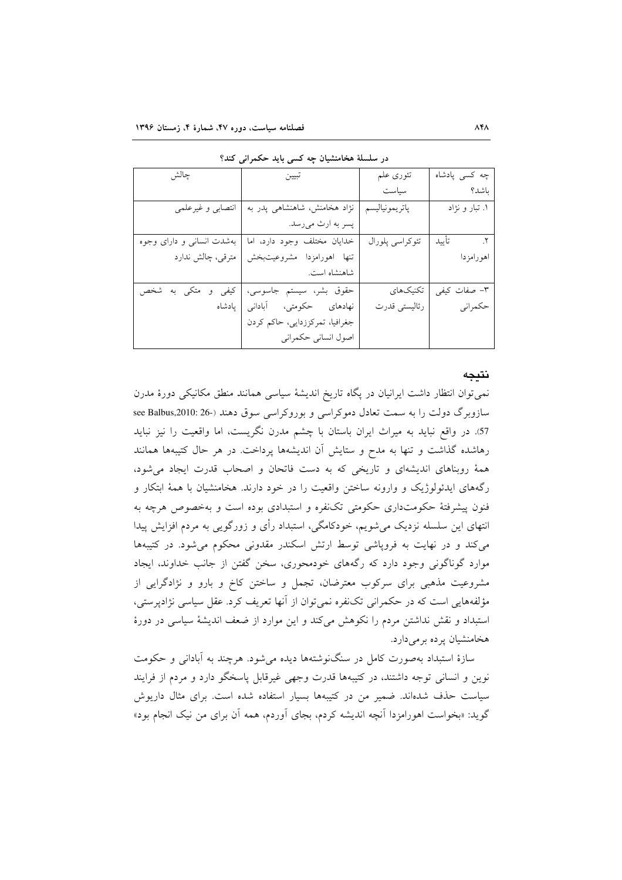در سلسلهٔ هخامنشیان چه کسی باید حکمرانی کند؟

| چه کسی پادشاه باشد؟ | تئوری علم سیاست | تبیین | چالش |
|---|---|---|---|
| ۱. تبار و نژاد | پاتریمونیالیسم | نژاد هخامنش، شاهنشاهی پدر به پسر به ارث می‌رسد. | انتصابی و غیرعلمی |
| ۲. تأیید اهورامزدا | تئوکراسی پلورال | خدایان مختلف وجود دارد، اما تنها اهورامزدا مشروعیت‌بخش شاهنشاه است. | به‌شدت انسانی و دارای وجوه مترقی، چالش ندارد |
| ۳- صفات کیفی حکمرانی | تکنیک‌های رئالیستی قدرت | حقوق بشر، سیستم جاسوسی، نهادهای حکومتی، آبادانی جغرافیا، تمرکززدایی، حاکم کردن اصول انسانی حکمرانی | کیفی و متکی به شخص پادشاه |

## نتیجه

نمی‌توان انتظار داشت ایرانیان در پگاه تاریخ اندیشهٔ سیاسی همانند منطق مکانیکی دورهٔ مدرن سازوبرگ دولت را به سمت تعادل دموکراسی و بوروکراسی سوق دهند (see Balbus,2010: 26-57). در واقع نباید به میراث ایران باستان با چشم مدرن نگریست، اما واقعیت را نیز نباید رهاشده گذاشت و تنها به مدح و ستایش آن اندیشه‌ها پرداخت. در هر حال کتیبه‌ها همانند همهٔ روبناهای اندیشه‌ای و تاریخی که به دست فاتحان و اصحاب قدرت ایجاد می‌شود، رگه‌های ایدئولوژیک و وارونه ساختن واقعیت را در خود دارند. هخامنشیان با همهٔ ابتکار و فنون پیشرفتهٔ حکومت‌داری حکومتی تک‌نفره و استبدادی بوده است و به‌خصوص هرچه به انتهای این سلسله نزدیک می‌شویم، خودکامگی، استبداد رأی و زورگویی به مردم افزایش پیدا می‌کند و در نهایت به فروپاشی توسط ارتش اسکندر مقدونی محکوم می‌شود. در کتیبه‌ها موارد گوناگونی وجود دارد که رگه‌های خودمحوری، سخن گفتن از جانب خداوند، ایجاد مشروعیت مذهبی برای سرکوب معترضان، تجمل و ساختن کاخ و بارو و نژادگرایی از مؤلفه‌هایی است که در حکمرانی تک‌نفره نمی‌توان از آنها تعریف کرد. عقل سیاسی نژادپرستی، استبداد و نقش نداشتن مردم را نکوهش می‌کند و این موارد از ضعف اندیشهٔ سیاسی در دورهٔ هخامنشیان پرده برمی‌دارد.

سازهٔ استبداد به‌صورت کامل در سنگ‌نوشته‌ها دیده می‌شود. هرچند به آبادانی و حکومت نوین و انسانی توجه داشتند، در کتیبه‌ها قدرت وجهی غیرقابل پاسخگو دارد و مردم از فرایند سیاست حذف شده‌اند. ضمیر من در کتیبه‌ها بسیار استفاده شده است. برای مثال داریوش گوید: «بخواست اهورامزدا آنچه اندیشه کردم، بجای آوردم، همه آن برای من نیک انجام بود»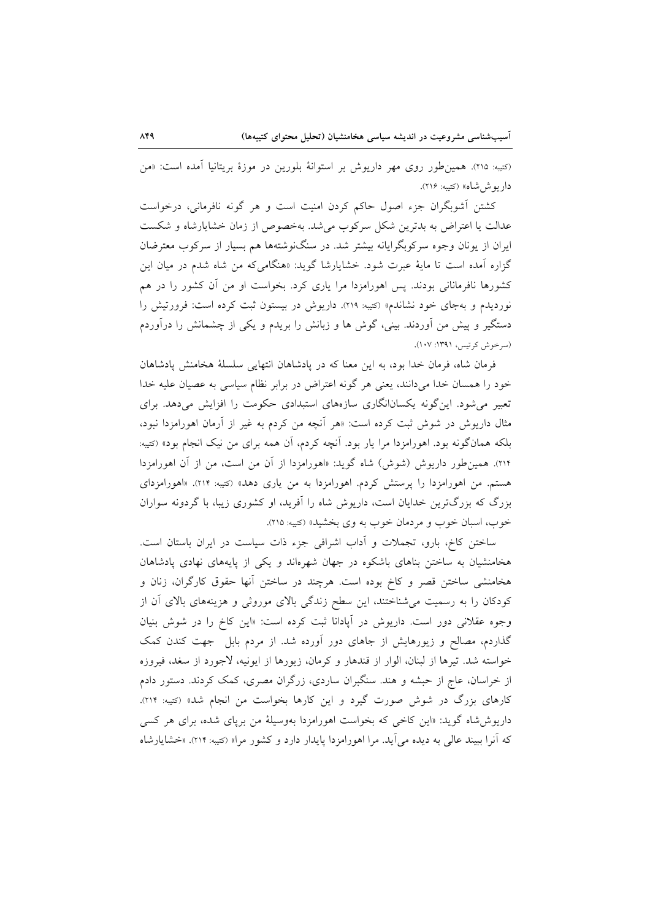(کتیبه: ۲۱۵). همین‌طور روی مهر داریوش بر استوانهٔ بلورین در موزهٔ بریتانیا آمده است: «من داریوش‌شاه» (کتیبه: ۲۱۶).

کشتن آشوبگران جزء اصول حاکم کردن امنیت است و هر گونه نافرمانی، درخواست عدالت یا اعتراض به بدترین شکل سرکوب می‌شد. به‌خصوص از زمان خشایارشاه و شکست ایران از یونان وجوه سرکوبگرایانه بیشتر شد. در سنگ‌نوشته‌ها هم بسیار از سرکوب معترضان گزاره آمده است تا مایهٔ عبرت شود. خشایارشا گوید: «هنگامی‌که من شاه شدم در میان این کشورها نافرمانانی بودند. پس اهورامزدا مرا یاری کرد. بخواست او من آن کشور را در هم نوردیدم و به‌جای خود نشاندم» (کتیبه: ۲۱۹). داریوش در بیستون ثبت کرده است: فرورتیش را دستگیر و پیش من آوردند. بینی، گوش ها و زبانش را بریدم و یکی از چشمانش را درآوردم (سرخوش کرتیس، ۱۳۹۱: ۱۰۷).

فرمان شاه، فرمان خدا بود، به این معنا که در پادشاهان انتهایی سلسلهٔ هخامنش پادشاهان خود را همسان خدا می‌دانند، یعنی هر گونه اعتراض در برابر نظام سیاسی به عصیان علیه خدا تعبیر می‌شود. این‌گونه یکسان‌انگاری سازه‌های استبدادی حکومت را افزایش می‌دهد. برای مثال داریوش در شوش ثبت کرده است: «هر آنچه من کردم به غیر از آرمان اهورامزدا نبود، بلکه همان‌گونه بود. اهورامزدا مرا یار بود. آنچه کردم، آن همه برای من نیک انجام بود» (کتیبه: ۲۱۴). همین‌طور داریوش (شوش) شاه گوید: «اهورامزدا از آن من است، من از آن اهورامزدا هستم. من اهورامزدا را پرستش کردم. اهورامزدا به من یاری دهد» (کتیبه: ۲۱۴). «اهورامزدای بزرگ که بزرگ‌ترین خدایان است، داریوش شاه را آفرید، او کشوری زیبا، با گردونه سواران خوب، اسبان خوب و مردمان خوب به وی بخشید» (کتیبه: ۲۱۵).

ساختن کاخ، بارو، تجملات و آداب اشرافی جزء ذات سیاست در ایران باستان است. هخامنشیان به ساختن بناهای باشکوه در جهان شهره‌اند و یکی از پایه‌های نهادی پادشاهان هخامنشی ساختن قصر و کاخ بوده است. هرچند در ساختن آنها حقوق کارگران، زنان و کودکان را به رسمیت می‌شناختند، این سطح زندگی بالای موروثی و هزینه‌های بالای آن از وجوه عقلانی دور است. داریوش در آپادانا ثبت کرده است: «این کاخ را در شوش بنیان گذاردم، مصالح و زیورهایش از جاهای دور آورده شد. از مردم بابل جهت کندن کمک خواسته شد. تیرها از لبنان، الوار از قندهار و کرمان، زیورها از ایونیه، لاجورد از سغد، فیروزه از خراسان، عاج از حبشه و هند. سنگبران ساردی، زرگران مصری، کمک کردند. دستور دادم کارهای بزرگ در شوش صورت گیرد و این کارها بخواست من انجام شد» (کتیبه: ۲۱۴). داریوش‌شاه گوید: «این کاخی که بخواست اهورامزدا به‌وسیلهٔ من برپای شده، برای هر کسی که آنرا ببیند عالی به دیده می‌آید. مرا اهورامزدا پایدار دارد و کشور مرا» (کتیبه: ۲۱۴). «خشایارشاه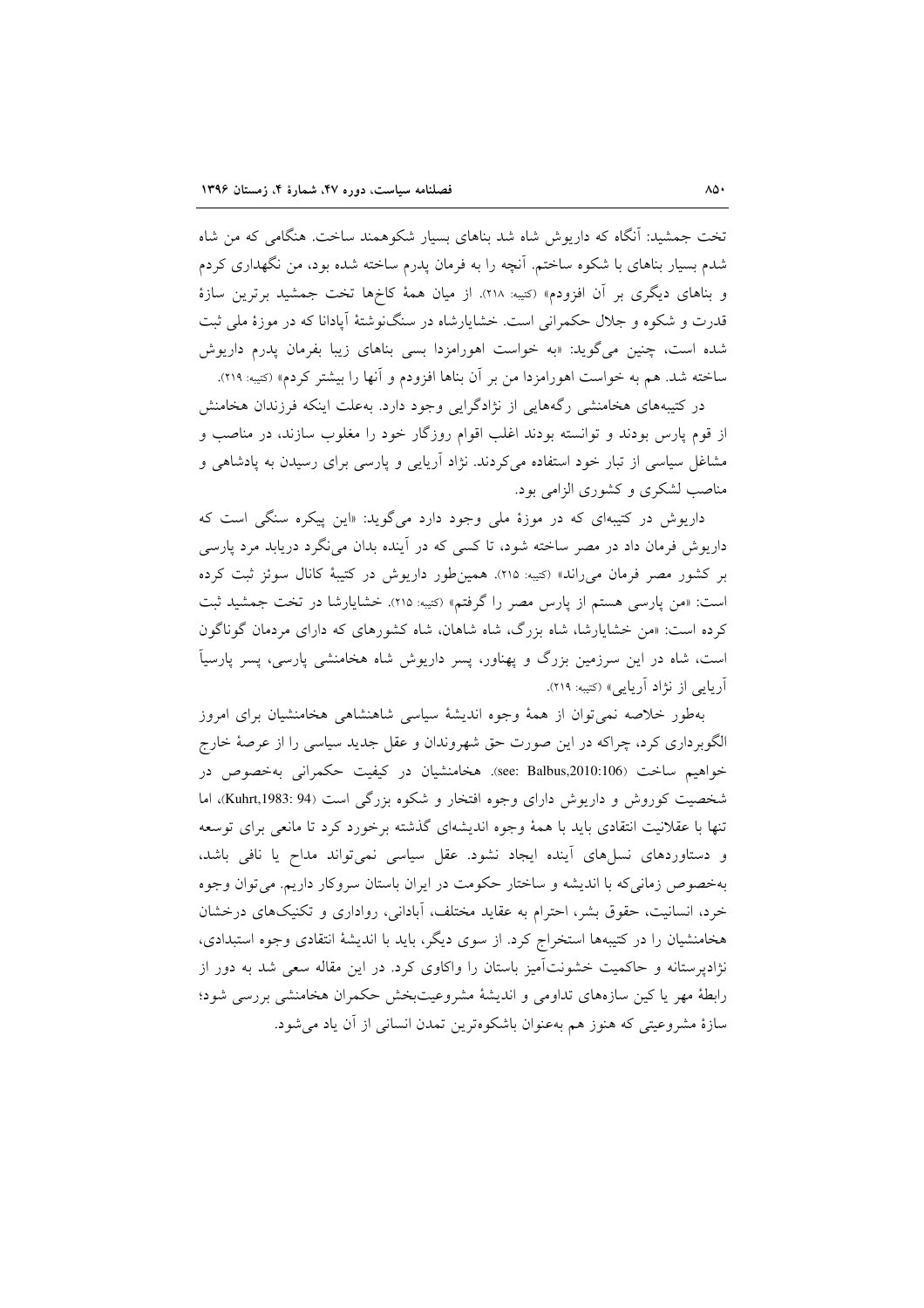تخت جمشید: آنگاه که داریوش شاه شد بناهای بسیار شکوهمند ساخت. هنگامی که من شاه شدم بسیار بناهای با شکوه ساختم. آنچه را به فرمان پدرم ساخته شده بود، من نگهداری کردم و بناهای دیگری بر آن افزودم» (کتیبه: ۲۱۸). از میان همهٔ کاخ‌ها تخت جمشید برترین سازهٔ قدرت و شکوه و جلال حکمرانی است. خشایارشاه در سنگ‌نوشتهٔ آپادانا که در موزهٔ ملی ثبت شده است، چنین می‌گوید: «به خواست اهورامزدا بسی بناهای زیبا بفرمان پدرم داریوش ساخته شد. هم به خواست اهورامزدا من بر آن بناها افزودم و آنها را بیشتر کردم» (کتیبه: ۲۱۹).

در کتیبه‌های هخامنشی رگه‌هایی از نژادگرایی وجود دارد. به‌علت اینکه فرزندان هخامنش از قوم پارس بودند و توانسته بودند اغلب اقوام روزگار خود را مغلوب سازند، در مناصب و مشاغل سیاسی از تبار خود استفاده می‌کردند. نژاد آریایی و پارسی برای رسیدن به پادشاهی و مناصب لشکری و کشوری الزامی بود.

داریوش در کتیبه‌ای که در موزهٔ ملی وجود دارد می‌گوید: «این پیکره سنگی است که داریوش فرمان داد در مصر ساخته شود، تا کسی که در آینده بدان می‌نگرد دریابد مرد پارسی بر کشور مصر فرمان می‌راند» (کتیبه: ۲۱۵). همین‌طور داریوش در کتیبهٔ کانال سوئز ثبت کرده است: «من پارسی هستم از پارس مصر را گرفتم» (کتیبه: ۲۱۵). خشایارشا در تخت جمشید ثبت کرده است: «من خشایارشا، شاه بزرگ، شاه شاهان، شاه کشورهای که دارای مردمان گوناگون است، شاه در این سرزمین بزرگ و پهناور، پسر داریوش شاه هخامنشی پارسی، پسر پارسیاً آریایی از نژاد آریایی» (کتیبه: ۲۱۹).

به‌طور خلاصه نمی‌توان از همهٔ وجوه اندیشهٔ سیاسی شاهنشاهی هخامنشیان برای امروز الگوبرداری کرد، چراکه در این صورت حق شهروندان و عقل جدید سیاسی را از عرصهٔ خارج خواهیم ساخت (see: Balbus,2010:106). هخامنشیان در کیفیت حکمرانی به‌خصوص در شخصیت کوروش و داریوش دارای وجوه افتخار و شکوه بزرگی است (Kuhrt,1983: 94)، اما تنها با عقلانیت انتقادی باید با همهٔ وجوه اندیشه‌ای گذشته برخورد کرد تا مانعی برای توسعه و دستاوردهای نسل‌های آینده ایجاد نشود. عقل سیاسی نمی‌تواند مداح یا نافی باشد، به‌خصوص زمانی‌که با اندیشه و ساختار حکومت در ایران باستان سروکار داریم. می‌توان وجوه خرد، انسانیت، حقوق بشر، احترام به عقاید مختلف، آبادانی، رواداری و تکنیک‌های درخشان هخامنشیان را در کتیبه‌ها استخراج کرد. از سوی دیگر، باید با اندیشهٔ انتقادی وجوه استبدادی، نژادپرستانه و حاکمیت خشونت‌آمیز باستان را واکاوی کرد. در این مقاله سعی شد به دور از رابطهٔ مهر یا کین سازه‌های تداومی و اندیشهٔ مشروعیت‌بخش حکمران هخامنشی بررسی شود؛ سازهٔ مشروعیتی که هنوز هم به‌عنوان باشکوه‌ترین تمدن انسانی از آن یاد می‌شود.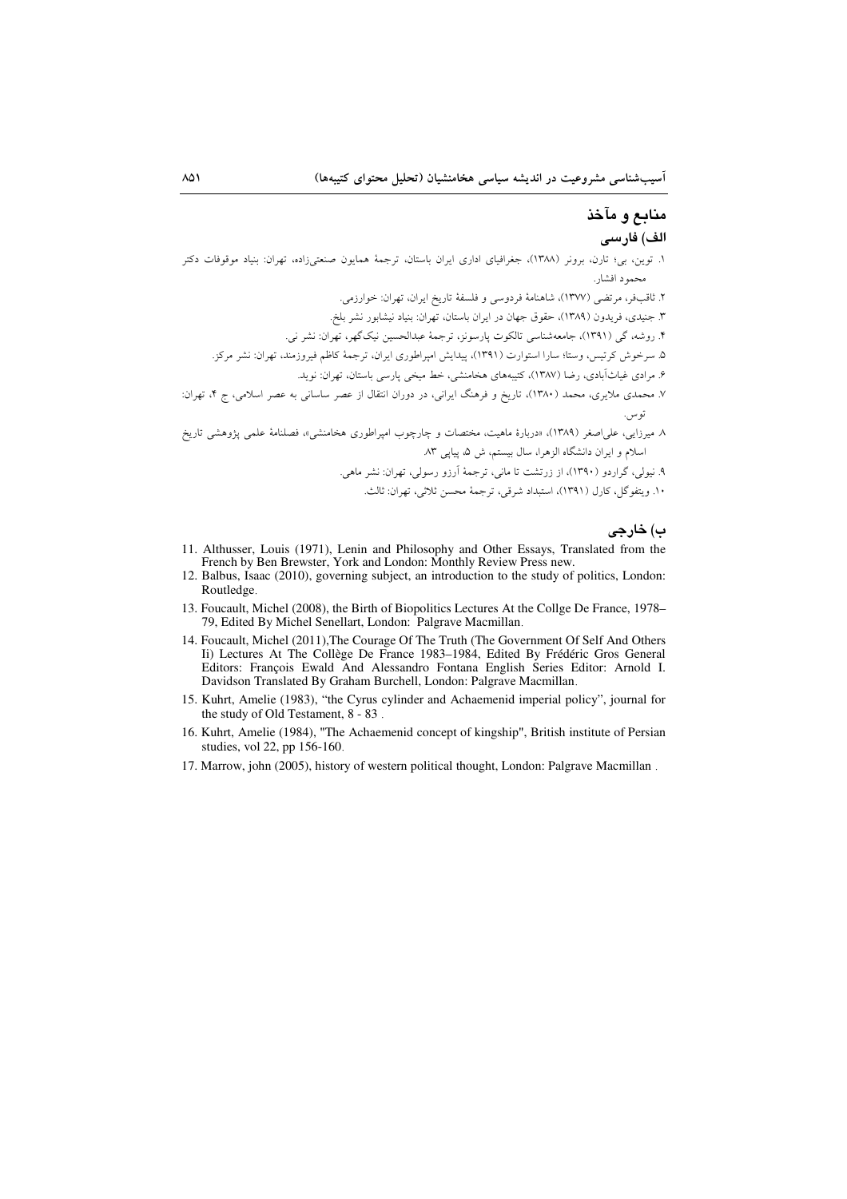## منابع و مآخذ

### الف) فارسی

۱. توین، بی؛ تارن، برونر (۱۳۸۸)، جغرافیای اداری ایران باستان، ترجمهٔ همایون صنعتی‌زاده، تهران: بنیاد موقوفات دکتر محمود افشار.

۲. ثاقب‌فر، مرتضی (۱۳۷۷)، شاهنامهٔ فردوسی و فلسفهٔ تاریخ ایران، تهران: خوارزمی.

۳. جنیدی، فریدون (۱۳۸۹)، حقوق جهان در ایران باستان، تهران: بنیاد نیشابور نشر بلخ.

۴. روشه، گی (۱۳۹۱)، جامعه‌شناسی تالکوت پارسونز، ترجمهٔ عبدالحسین نیک‌گهر، تهران: نشر نی.

۵. سرخوش کرتیس، وستا؛ سارا استوارت (۱۳۹۱)، پیدایش امپراطوری ایران، ترجمهٔ کاظم فیروزمند، تهران: نشر مرکز.

۶. مرادی غیاث‌آبادی، رضا (۱۳۸۷)، کتیبه‌های هخامنشی، خط میخی پارسی باستان، تهران: نوید.

۷. محمدی ملایری، محمد (۱۳۸۰)، تاریخ و فرهنگ ایرانی، در دوران انتقال از عصر ساسانی به عصر اسلامی، ج ۴، تهران: توس.

۸. میرزایی، علی‌اصغر (۱۳۸۹)، «دربارهٔ ماهیت، مختصات و چارچوب امپراطوری هخامنشی»، فصلنامهٔ علمی پژوهشی تاریخ اسلام و ایران دانشگاه الزهرا، سال بیستم، ش ۵، پیاپی ۸۳.

۹. نیولی، گراردو (۱۳۹۰)، از زرتشت تا مانی، ترجمهٔ آرزو رسولی، تهران: نشر ماهی.

۱۰. ویتفوگل، کارل (۱۳۹۱)، استبداد شرقی، ترجمهٔ محسن ثلاثی، تهران: ثالث.

### ب) خارجی

11. Althusser, Louis (1971), Lenin and Philosophy and Other Essays, Translated from the French by Ben Brewster, York and London: Monthly Review Press new.
12. Balbus, Isaac (2010), governing subject, an introduction to the study of politics, London: Routledge.
13. Foucault, Michel (2008), the Birth of Biopolitics Lectures At the Collge De France, 1978–79, Edited By Michel Senellart, London: Palgrave Macmillan.
14. Foucault, Michel (2011),The Courage Of The Truth (The Government Of Self And Others Ii) Lectures At The Collège De France 1983–1984, Edited By Frédéric Gros General Editors: François Ewald And Alessandro Fontana English Series Editor: Arnold I. Davidson Translated By Graham Burchell, London: Palgrave Macmillan.
15. Kuhrt, Amelie (1983), "the Cyrus cylinder and Achaemenid imperial policy", journal for the study of Old Testament, 8 - 83 .
16. Kuhrt, Amelie (1984), "The Achaemenid concept of kingship", British institute of Persian studies, vol 22, pp 156-160.
17. Marrow, john (2005), history of western political thought, London: Palgrave Macmillan .